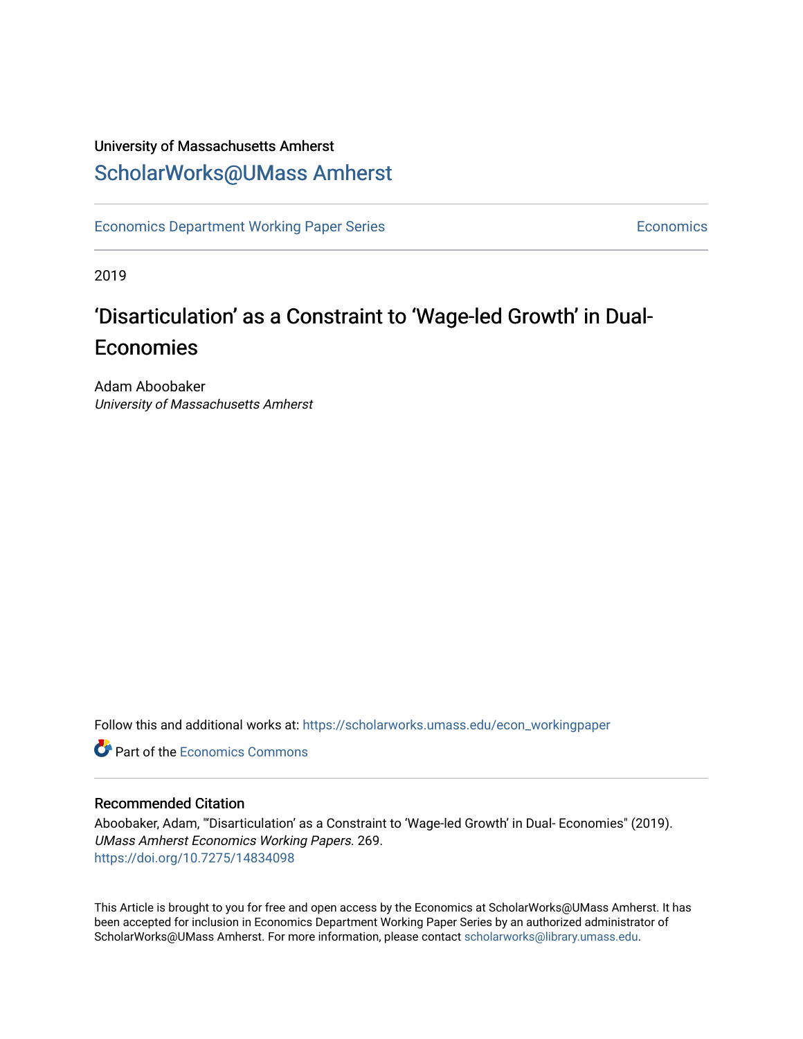University of Massachusetts Amherst

ScholarWorks@UMass Amherst

Economics Department Working Paper Series | Economics

2019

# 'Disarticulation' as a Constraint to 'Wage-led Growth' in Dual-Economies

Adam Aboobaker
*University of Massachusetts Amherst*

Follow this and additional works at: https://scholarworks.umass.edu/econ_workingpaper

Part of the Economics Commons

## Recommended Citation

Aboobaker, Adam, "'Disarticulation' as a Constraint to 'Wage-led Growth' in Dual- Economies" (2019). *UMass Amherst Economics Working Papers*. 269.
https://doi.org/10.7275/14834098

This Article is brought to you for free and open access by the Economics at ScholarWorks@UMass Amherst. It has been accepted for inclusion in Economics Department Working Paper Series by an authorized administrator of ScholarWorks@UMass Amherst. For more information, please contact scholarworks@library.umass.edu.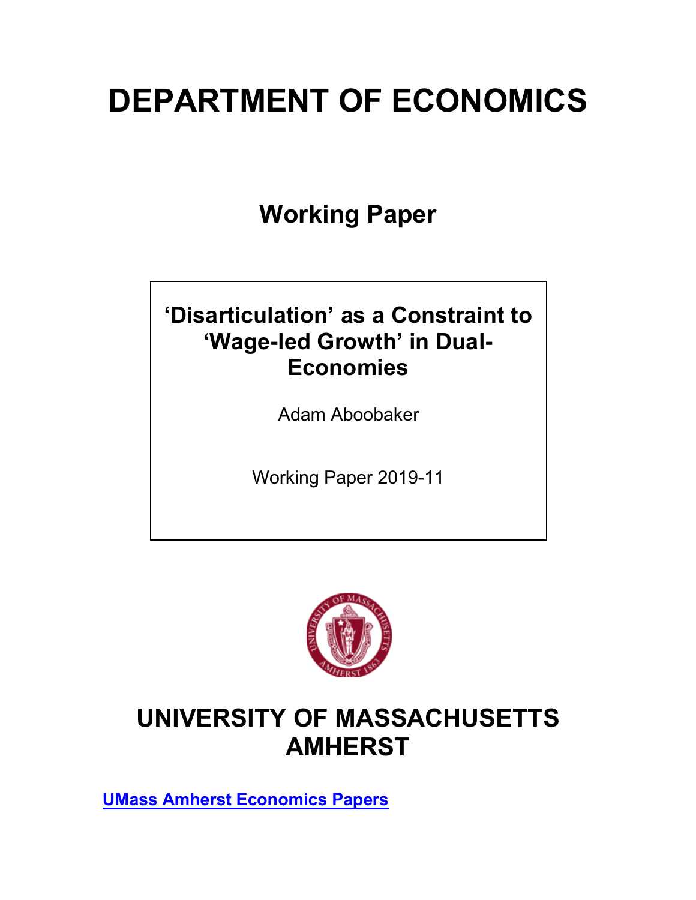# DEPARTMENT OF ECONOMICS

## Working Paper

**'Disarticulation' as a Constraint to 'Wage-led Growth' in Dual-Economies**

Adam Aboobaker

Working Paper 2019-11

# UNIVERSITY OF MASSACHUSETTS AMHERST

[UMass Amherst Economics Papers](UMass Amherst Economics Papers)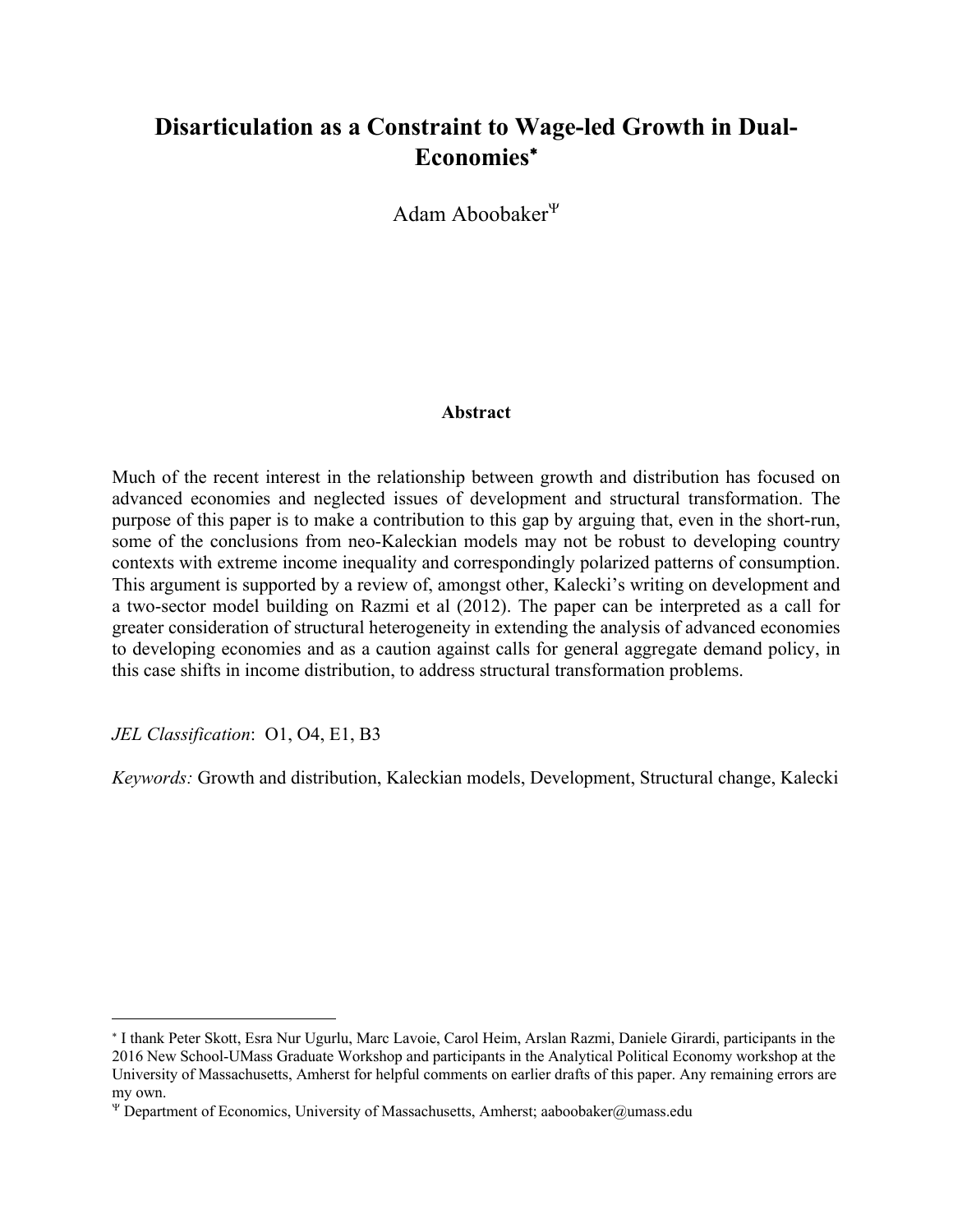# Disarticulation as a Constraint to Wage-led Growth in Dual-Economies*

Adam Aboobaker[Ψ]

**Abstract**

Much of the recent interest in the relationship between growth and distribution has focused on advanced economies and neglected issues of development and structural transformation. The purpose of this paper is to make a contribution to this gap by arguing that, even in the short-run, some of the conclusions from neo-Kaleckian models may not be robust to developing country contexts with extreme income inequality and correspondingly polarized patterns of consumption. This argument is supported by a review of, amongst other, Kalecki's writing on development and a two-sector model building on Razmi et al (2012). The paper can be interpreted as a call for greater consideration of structural heterogeneity in extending the analysis of advanced economies to developing economies and as a caution against calls for general aggregate demand policy, in this case shifts in income distribution, to address structural transformation problems.

*JEL Classification*: O1, O4, E1, B3

*Keywords:* Growth and distribution, Kaleckian models, Development, Structural change, Kalecki

---

* I thank Peter Skott, Esra Nur Ugurlu, Marc Lavoie, Carol Heim, Arslan Razmi, Daniele Girardi, participants in the 2016 New School-UMass Graduate Workshop and participants in the Analytical Political Economy workshop at the University of Massachusetts, Amherst for helpful comments on earlier drafts of this paper. Any remaining errors are my own.

Ψ Department of Economics, University of Massachusetts, Amherst; aaboobaker@umass.edu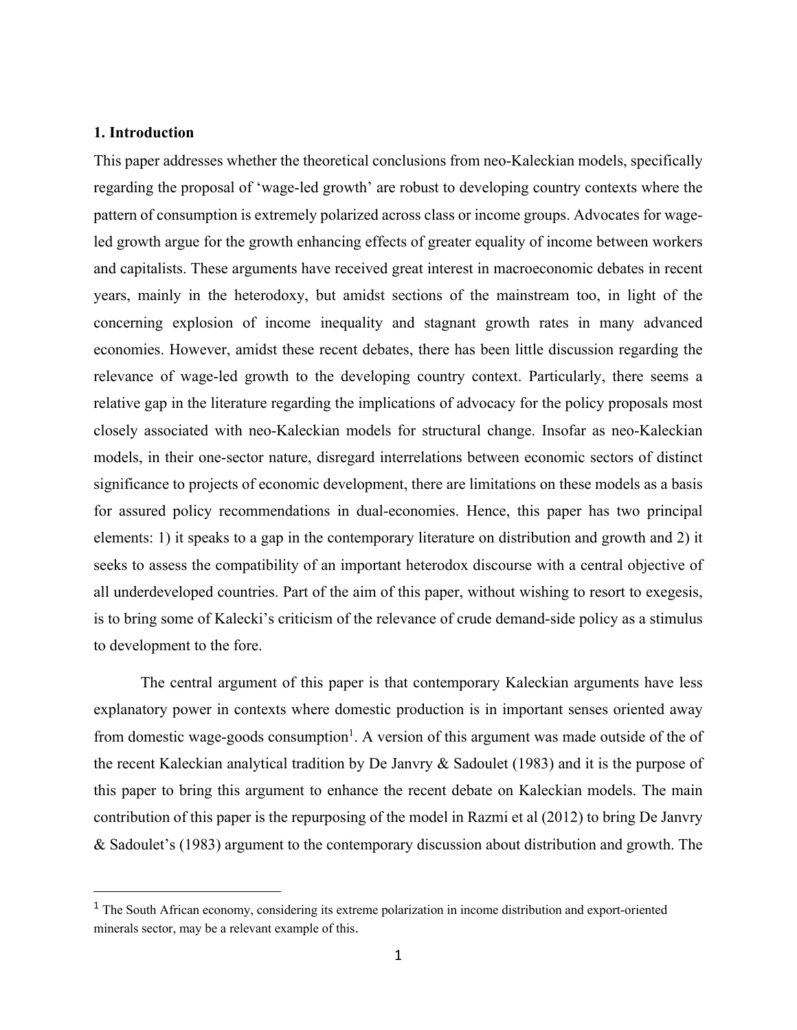## 1. Introduction

This paper addresses whether the theoretical conclusions from neo-Kaleckian models, specifically regarding the proposal of 'wage-led growth' are robust to developing country contexts where the pattern of consumption is extremely polarized across class or income groups. Advocates for wage-led growth argue for the growth enhancing effects of greater equality of income between workers and capitalists. These arguments have received great interest in macroeconomic debates in recent years, mainly in the heterodoxy, but amidst sections of the mainstream too, in light of the concerning explosion of income inequality and stagnant growth rates in many advanced economies. However, amidst these recent debates, there has been little discussion regarding the relevance of wage-led growth to the developing country context. Particularly, there seems a relative gap in the literature regarding the implications of advocacy for the policy proposals most closely associated with neo-Kaleckian models for structural change. Insofar as neo-Kaleckian models, in their one-sector nature, disregard interrelations between economic sectors of distinct significance to projects of economic development, there are limitations on these models as a basis for assured policy recommendations in dual-economies. Hence, this paper has two principal elements: 1) it speaks to a gap in the contemporary literature on distribution and growth and 2) it seeks to assess the compatibility of an important heterodox discourse with a central objective of all underdeveloped countries. Part of the aim of this paper, without wishing to resort to exegesis, is to bring some of Kalecki's criticism of the relevance of crude demand-side policy as a stimulus to development to the fore.

The central argument of this paper is that contemporary Kaleckian arguments have less explanatory power in contexts where domestic production is in important senses oriented away from domestic wage-goods consumption[1]. A version of this argument was made outside of the of the recent Kaleckian analytical tradition by De Janvry & Sadoulet (1983) and it is the purpose of this paper to bring this argument to enhance the recent debate on Kaleckian models. The main contribution of this paper is the repurposing of the model in Razmi et al (2012) to bring De Janvry & Sadoulet's (1983) argument to the contemporary discussion about distribution and growth. The

[1] The South African economy, considering its extreme polarization in income distribution and export-oriented minerals sector, may be a relevant example of this.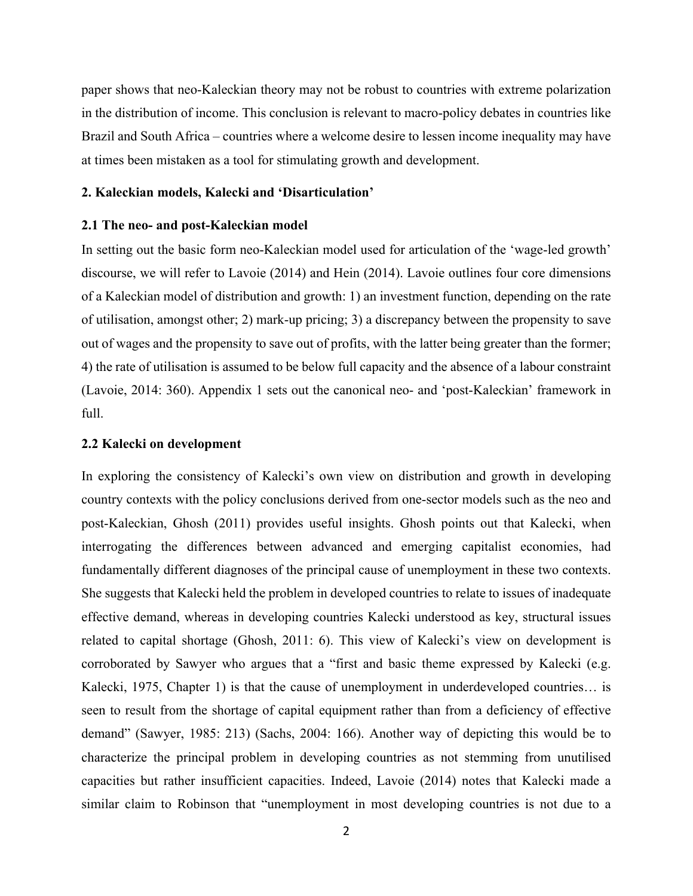paper shows that neo-Kaleckian theory may not be robust to countries with extreme polarization in the distribution of income. This conclusion is relevant to macro-policy debates in countries like Brazil and South Africa – countries where a welcome desire to lessen income inequality may have at times been mistaken as a tool for stimulating growth and development.

## 2. Kaleckian models, Kalecki and 'Disarticulation'

### 2.1 The neo- and post-Kaleckian model

In setting out the basic form neo-Kaleckian model used for articulation of the 'wage-led growth' discourse, we will refer to Lavoie (2014) and Hein (2014). Lavoie outlines four core dimensions of a Kaleckian model of distribution and growth: 1) an investment function, depending on the rate of utilisation, amongst other; 2) mark-up pricing; 3) a discrepancy between the propensity to save out of wages and the propensity to save out of profits, with the latter being greater than the former; 4) the rate of utilisation is assumed to be below full capacity and the absence of a labour constraint (Lavoie, 2014: 360). Appendix 1 sets out the canonical neo- and 'post-Kaleckian' framework in full.

### 2.2 Kalecki on development

In exploring the consistency of Kalecki's own view on distribution and growth in developing country contexts with the policy conclusions derived from one-sector models such as the neo and post-Kaleckian, Ghosh (2011) provides useful insights. Ghosh points out that Kalecki, when interrogating the differences between advanced and emerging capitalist economies, had fundamentally different diagnoses of the principal cause of unemployment in these two contexts. She suggests that Kalecki held the problem in developed countries to relate to issues of inadequate effective demand, whereas in developing countries Kalecki understood as key, structural issues related to capital shortage (Ghosh, 2011: 6). This view of Kalecki's view on development is corroborated by Sawyer who argues that a "first and basic theme expressed by Kalecki (e.g. Kalecki, 1975, Chapter 1) is that the cause of unemployment in underdeveloped countries… is seen to result from the shortage of capital equipment rather than from a deficiency of effective demand" (Sawyer, 1985: 213) (Sachs, 2004: 166). Another way of depicting this would be to characterize the principal problem in developing countries as not stemming from unutilised capacities but rather insufficient capacities. Indeed, Lavoie (2014) notes that Kalecki made a similar claim to Robinson that "unemployment in most developing countries is not due to a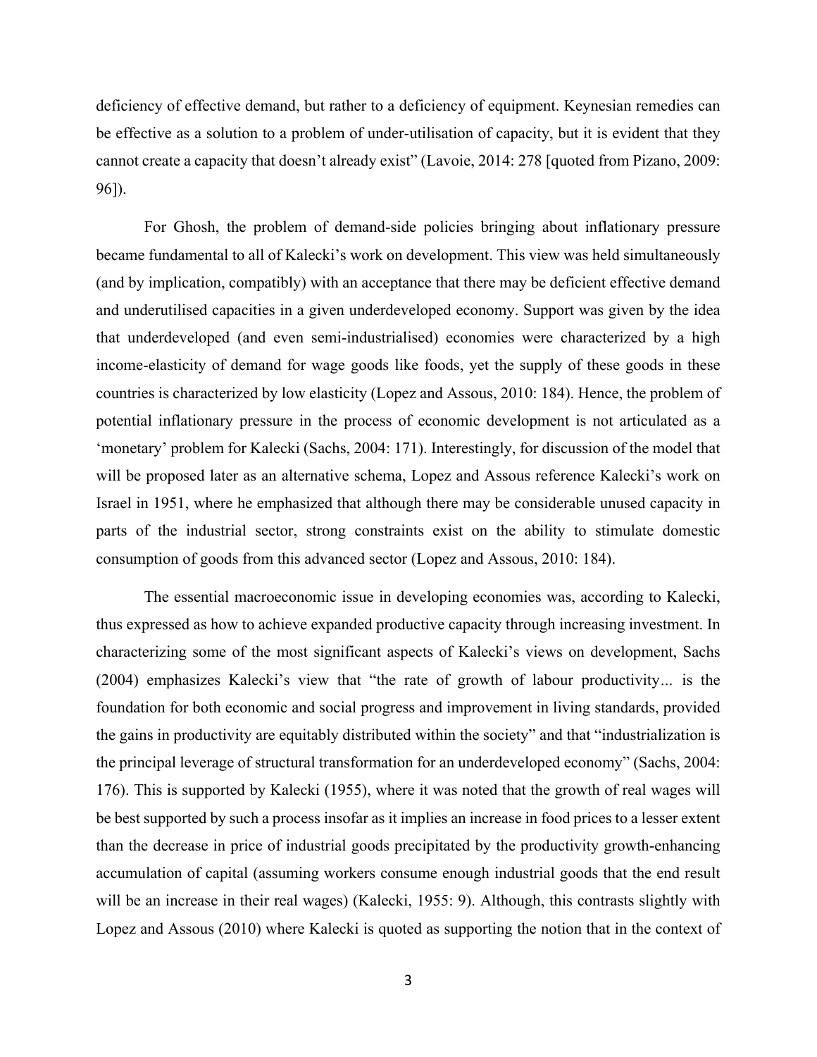deficiency of effective demand, but rather to a deficiency of equipment. Keynesian remedies can be effective as a solution to a problem of under-utilisation of capacity, but it is evident that they cannot create a capacity that doesn't already exist" (Lavoie, 2014: 278 [quoted from Pizano, 2009: 96]).

For Ghosh, the problem of demand-side policies bringing about inflationary pressure became fundamental to all of Kalecki's work on development. This view was held simultaneously (and by implication, compatibly) with an acceptance that there may be deficient effective demand and underutilised capacities in a given underdeveloped economy. Support was given by the idea that underdeveloped (and even semi-industrialised) economies were characterized by a high income-elasticity of demand for wage goods like foods, yet the supply of these goods in these countries is characterized by low elasticity (Lopez and Assous, 2010: 184). Hence, the problem of potential inflationary pressure in the process of economic development is not articulated as a 'monetary' problem for Kalecki (Sachs, 2004: 171). Interestingly, for discussion of the model that will be proposed later as an alternative schema, Lopez and Assous reference Kalecki's work on Israel in 1951, where he emphasized that although there may be considerable unused capacity in parts of the industrial sector, strong constraints exist on the ability to stimulate domestic consumption of goods from this advanced sector (Lopez and Assous, 2010: 184).

The essential macroeconomic issue in developing economies was, according to Kalecki, thus expressed as how to achieve expanded productive capacity through increasing investment. In characterizing some of the most significant aspects of Kalecki's views on development, Sachs (2004) emphasizes Kalecki's view that "the rate of growth of labour productivity... is the foundation for both economic and social progress and improvement in living standards, provided the gains in productivity are equitably distributed within the society" and that "industrialization is the principal leverage of structural transformation for an underdeveloped economy" (Sachs, 2004: 176). This is supported by Kalecki (1955), where it was noted that the growth of real wages will be best supported by such a process insofar as it implies an increase in food prices to a lesser extent than the decrease in price of industrial goods precipitated by the productivity growth-enhancing accumulation of capital (assuming workers consume enough industrial goods that the end result will be an increase in their real wages) (Kalecki, 1955: 9). Although, this contrasts slightly with Lopez and Assous (2010) where Kalecki is quoted as supporting the notion that in the context of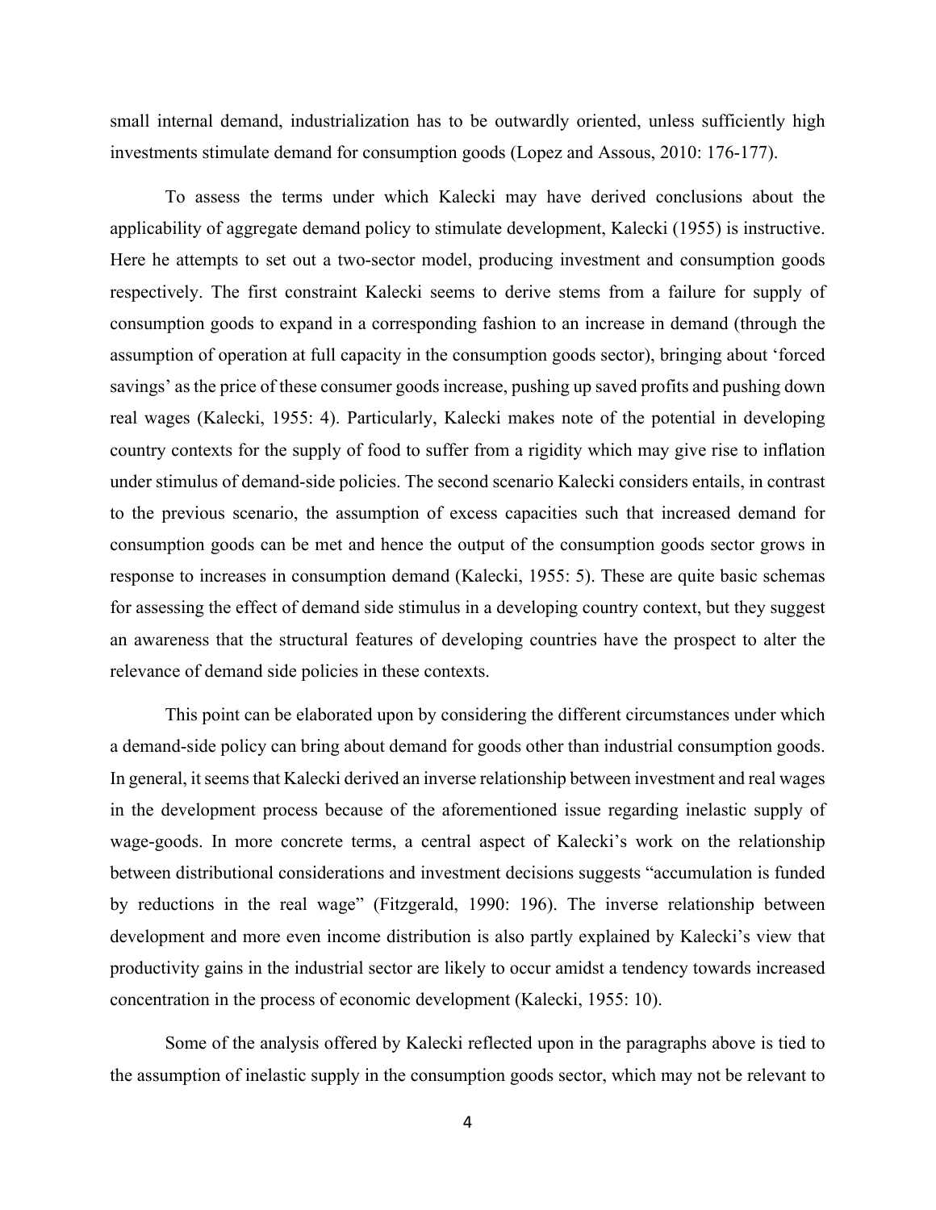small internal demand, industrialization has to be outwardly oriented, unless sufficiently high investments stimulate demand for consumption goods (Lopez and Assous, 2010: 176-177).

To assess the terms under which Kalecki may have derived conclusions about the applicability of aggregate demand policy to stimulate development, Kalecki (1955) is instructive. Here he attempts to set out a two-sector model, producing investment and consumption goods respectively. The first constraint Kalecki seems to derive stems from a failure for supply of consumption goods to expand in a corresponding fashion to an increase in demand (through the assumption of operation at full capacity in the consumption goods sector), bringing about 'forced savings' as the price of these consumer goods increase, pushing up saved profits and pushing down real wages (Kalecki, 1955: 4). Particularly, Kalecki makes note of the potential in developing country contexts for the supply of food to suffer from a rigidity which may give rise to inflation under stimulus of demand-side policies. The second scenario Kalecki considers entails, in contrast to the previous scenario, the assumption of excess capacities such that increased demand for consumption goods can be met and hence the output of the consumption goods sector grows in response to increases in consumption demand (Kalecki, 1955: 5). These are quite basic schemas for assessing the effect of demand side stimulus in a developing country context, but they suggest an awareness that the structural features of developing countries have the prospect to alter the relevance of demand side policies in these contexts.

This point can be elaborated upon by considering the different circumstances under which a demand-side policy can bring about demand for goods other than industrial consumption goods. In general, it seems that Kalecki derived an inverse relationship between investment and real wages in the development process because of the aforementioned issue regarding inelastic supply of wage-goods. In more concrete terms, a central aspect of Kalecki's work on the relationship between distributional considerations and investment decisions suggests "accumulation is funded by reductions in the real wage" (Fitzgerald, 1990: 196). The inverse relationship between development and more even income distribution is also partly explained by Kalecki's view that productivity gains in the industrial sector are likely to occur amidst a tendency towards increased concentration in the process of economic development (Kalecki, 1955: 10).

Some of the analysis offered by Kalecki reflected upon in the paragraphs above is tied to the assumption of inelastic supply in the consumption goods sector, which may not be relevant to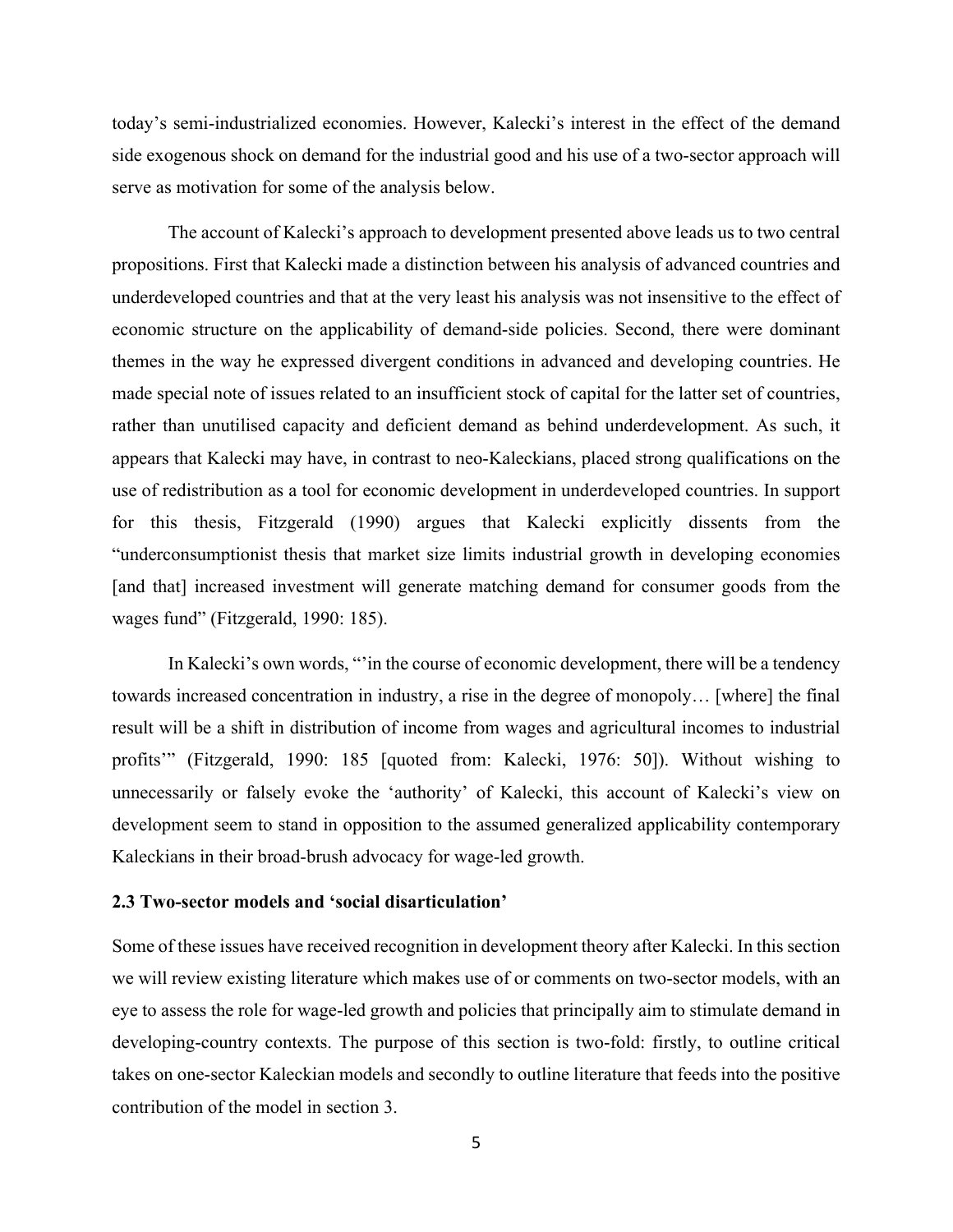today's semi-industrialized economies. However, Kalecki's interest in the effect of the demand side exogenous shock on demand for the industrial good and his use of a two-sector approach will serve as motivation for some of the analysis below.

The account of Kalecki's approach to development presented above leads us to two central propositions. First that Kalecki made a distinction between his analysis of advanced countries and underdeveloped countries and that at the very least his analysis was not insensitive to the effect of economic structure on the applicability of demand-side policies. Second, there were dominant themes in the way he expressed divergent conditions in advanced and developing countries. He made special note of issues related to an insufficient stock of capital for the latter set of countries, rather than unutilised capacity and deficient demand as behind underdevelopment. As such, it appears that Kalecki may have, in contrast to neo-Kaleckians, placed strong qualifications on the use of redistribution as a tool for economic development in underdeveloped countries. In support for this thesis, Fitzgerald (1990) argues that Kalecki explicitly dissents from the "underconsumptionist thesis that market size limits industrial growth in developing economies [and that] increased investment will generate matching demand for consumer goods from the wages fund" (Fitzgerald, 1990: 185).

In Kalecki's own words, "'in the course of economic development, there will be a tendency towards increased concentration in industry, a rise in the degree of monopoly… [where] the final result will be a shift in distribution of income from wages and agricultural incomes to industrial profits'" (Fitzgerald, 1990: 185 [quoted from: Kalecki, 1976: 50]). Without wishing to unnecessarily or falsely evoke the 'authority' of Kalecki, this account of Kalecki's view on development seem to stand in opposition to the assumed generalized applicability contemporary Kaleckians in their broad-brush advocacy for wage-led growth.

### 2.3 Two-sector models and 'social disarticulation'

Some of these issues have received recognition in development theory after Kalecki. In this section we will review existing literature which makes use of or comments on two-sector models, with an eye to assess the role for wage-led growth and policies that principally aim to stimulate demand in developing-country contexts. The purpose of this section is two-fold: firstly, to outline critical takes on one-sector Kaleckian models and secondly to outline literature that feeds into the positive contribution of the model in section 3.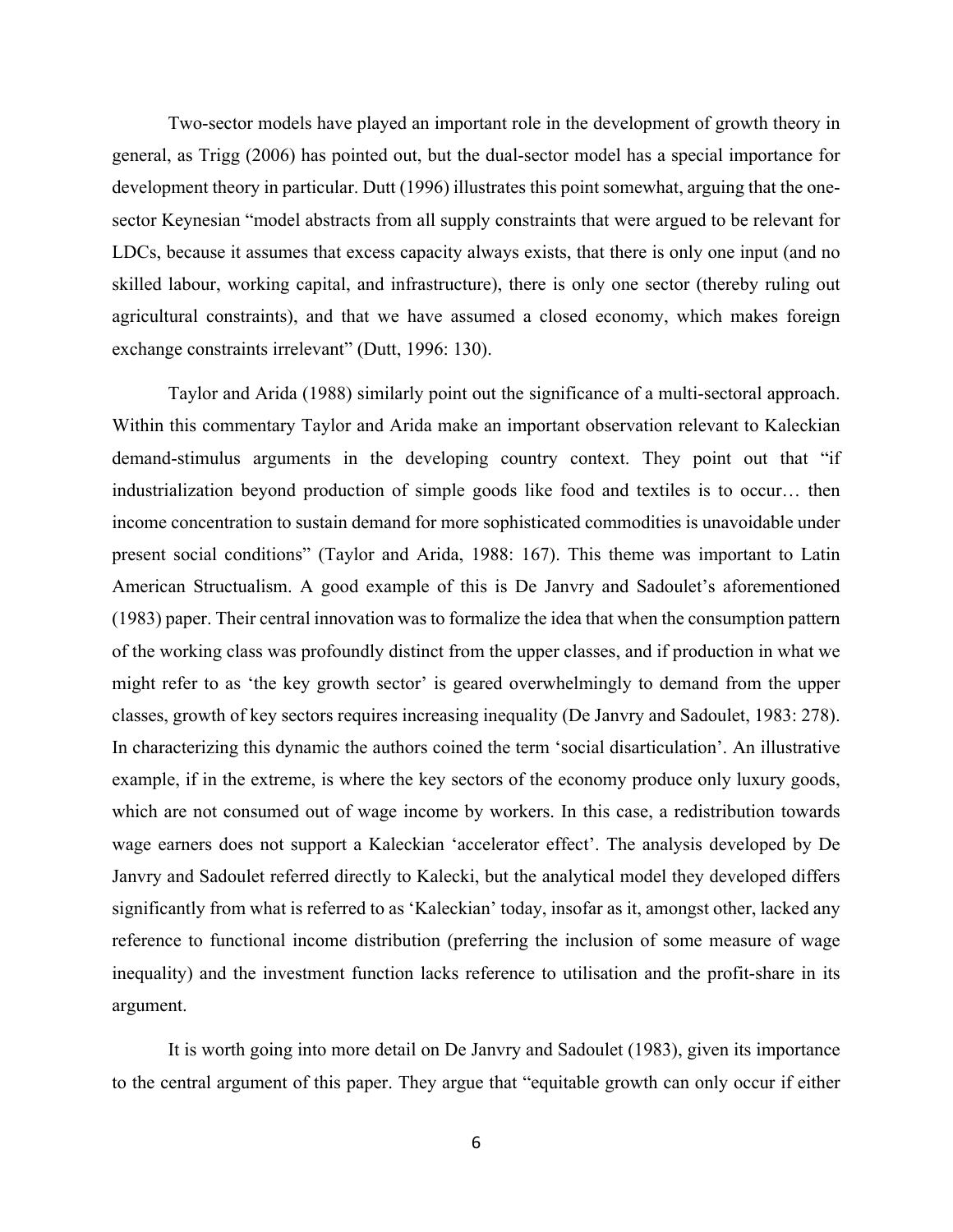Two-sector models have played an important role in the development of growth theory in general, as Trigg (2006) has pointed out, but the dual-sector model has a special importance for development theory in particular. Dutt (1996) illustrates this point somewhat, arguing that the one-sector Keynesian "model abstracts from all supply constraints that were argued to be relevant for LDCs, because it assumes that excess capacity always exists, that there is only one input (and no skilled labour, working capital, and infrastructure), there is only one sector (thereby ruling out agricultural constraints), and that we have assumed a closed economy, which makes foreign exchange constraints irrelevant" (Dutt, 1996: 130).

Taylor and Arida (1988) similarly point out the significance of a multi-sectoral approach. Within this commentary Taylor and Arida make an important observation relevant to Kaleckian demand-stimulus arguments in the developing country context. They point out that "if industrialization beyond production of simple goods like food and textiles is to occur… then income concentration to sustain demand for more sophisticated commodities is unavoidable under present social conditions" (Taylor and Arida, 1988: 167). This theme was important to Latin American Structualism. A good example of this is De Janvry and Sadoulet's aforementioned (1983) paper. Their central innovation was to formalize the idea that when the consumption pattern of the working class was profoundly distinct from the upper classes, and if production in what we might refer to as 'the key growth sector' is geared overwhelmingly to demand from the upper classes, growth of key sectors requires increasing inequality (De Janvry and Sadoulet, 1983: 278). In characterizing this dynamic the authors coined the term 'social disarticulation'. An illustrative example, if in the extreme, is where the key sectors of the economy produce only luxury goods, which are not consumed out of wage income by workers. In this case, a redistribution towards wage earners does not support a Kaleckian 'accelerator effect'. The analysis developed by De Janvry and Sadoulet referred directly to Kalecki, but the analytical model they developed differs significantly from what is referred to as 'Kaleckian' today, insofar as it, amongst other, lacked any reference to functional income distribution (preferring the inclusion of some measure of wage inequality) and the investment function lacks reference to utilisation and the profit-share in its argument.

It is worth going into more detail on De Janvry and Sadoulet (1983), given its importance to the central argument of this paper. They argue that "equitable growth can only occur if either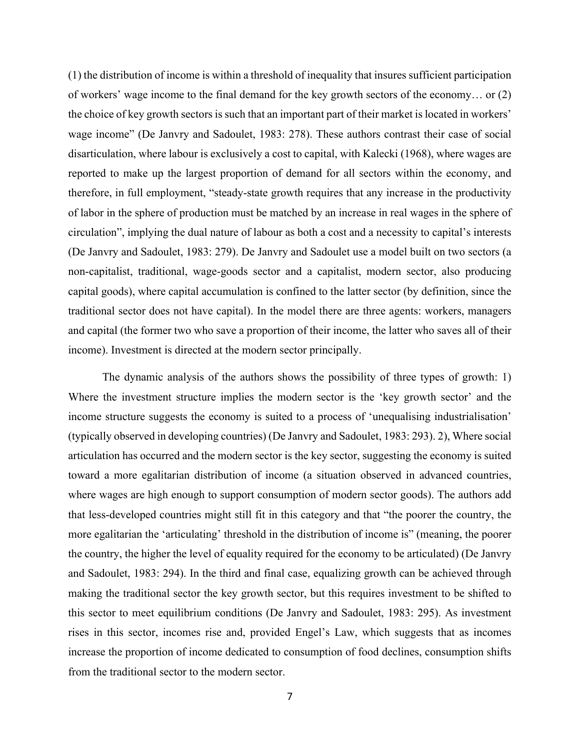(1) the distribution of income is within a threshold of inequality that insures sufficient participation of workers' wage income to the final demand for the key growth sectors of the economy… or (2) the choice of key growth sectors is such that an important part of their market is located in workers' wage income" (De Janvry and Sadoulet, 1983: 278). These authors contrast their case of social disarticulation, where labour is exclusively a cost to capital, with Kalecki (1968), where wages are reported to make up the largest proportion of demand for all sectors within the economy, and therefore, in full employment, "steady-state growth requires that any increase in the productivity of labor in the sphere of production must be matched by an increase in real wages in the sphere of circulation", implying the dual nature of labour as both a cost and a necessity to capital's interests (De Janvry and Sadoulet, 1983: 279). De Janvry and Sadoulet use a model built on two sectors (a non-capitalist, traditional, wage-goods sector and a capitalist, modern sector, also producing capital goods), where capital accumulation is confined to the latter sector (by definition, since the traditional sector does not have capital). In the model there are three agents: workers, managers and capital (the former two who save a proportion of their income, the latter who saves all of their income). Investment is directed at the modern sector principally.

The dynamic analysis of the authors shows the possibility of three types of growth: 1) Where the investment structure implies the modern sector is the 'key growth sector' and the income structure suggests the economy is suited to a process of 'unequalising industrialisation' (typically observed in developing countries) (De Janvry and Sadoulet, 1983: 293). 2), Where social articulation has occurred and the modern sector is the key sector, suggesting the economy is suited toward a more egalitarian distribution of income (a situation observed in advanced countries, where wages are high enough to support consumption of modern sector goods). The authors add that less-developed countries might still fit in this category and that "the poorer the country, the more egalitarian the 'articulating' threshold in the distribution of income is" (meaning, the poorer the country, the higher the level of equality required for the economy to be articulated) (De Janvry and Sadoulet, 1983: 294). In the third and final case, equalizing growth can be achieved through making the traditional sector the key growth sector, but this requires investment to be shifted to this sector to meet equilibrium conditions (De Janvry and Sadoulet, 1983: 295). As investment rises in this sector, incomes rise and, provided Engel's Law, which suggests that as incomes increase the proportion of income dedicated to consumption of food declines, consumption shifts from the traditional sector to the modern sector.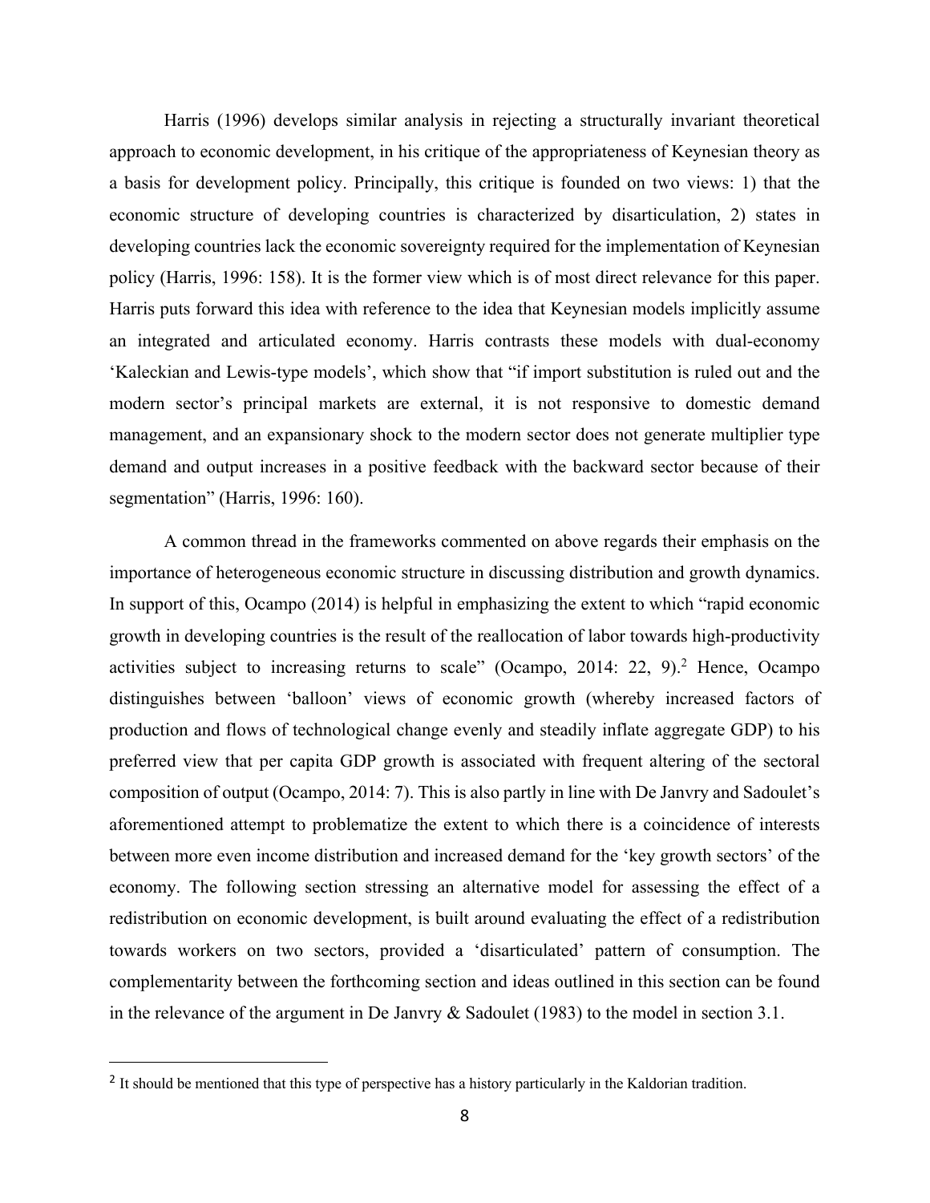Harris (1996) develops similar analysis in rejecting a structurally invariant theoretical approach to economic development, in his critique of the appropriateness of Keynesian theory as a basis for development policy. Principally, this critique is founded on two views: 1) that the economic structure of developing countries is characterized by disarticulation, 2) states in developing countries lack the economic sovereignty required for the implementation of Keynesian policy (Harris, 1996: 158). It is the former view which is of most direct relevance for this paper. Harris puts forward this idea with reference to the idea that Keynesian models implicitly assume an integrated and articulated economy. Harris contrasts these models with dual-economy 'Kaleckian and Lewis-type models', which show that "if import substitution is ruled out and the modern sector's principal markets are external, it is not responsive to domestic demand management, and an expansionary shock to the modern sector does not generate multiplier type demand and output increases in a positive feedback with the backward sector because of their segmentation" (Harris, 1996: 160).

A common thread in the frameworks commented on above regards their emphasis on the importance of heterogeneous economic structure in discussing distribution and growth dynamics. In support of this, Ocampo (2014) is helpful in emphasizing the extent to which "rapid economic growth in developing countries is the result of the reallocation of labor towards high-productivity activities subject to increasing returns to scale" (Ocampo, 2014: 22, 9).[2] Hence, Ocampo distinguishes between 'balloon' views of economic growth (whereby increased factors of production and flows of technological change evenly and steadily inflate aggregate GDP) to his preferred view that per capita GDP growth is associated with frequent altering of the sectoral composition of output (Ocampo, 2014: 7). This is also partly in line with De Janvry and Sadoulet's aforementioned attempt to problematize the extent to which there is a coincidence of interests between more even income distribution and increased demand for the 'key growth sectors' of the economy. The following section stressing an alternative model for assessing the effect of a redistribution on economic development, is built around evaluating the effect of a redistribution towards workers on two sectors, provided a 'disarticulated' pattern of consumption. The complementarity between the forthcoming section and ideas outlined in this section can be found in the relevance of the argument in De Janvry & Sadoulet (1983) to the model in section 3.1.

---

[2] It should be mentioned that this type of perspective has a history particularly in the Kaldorian tradition.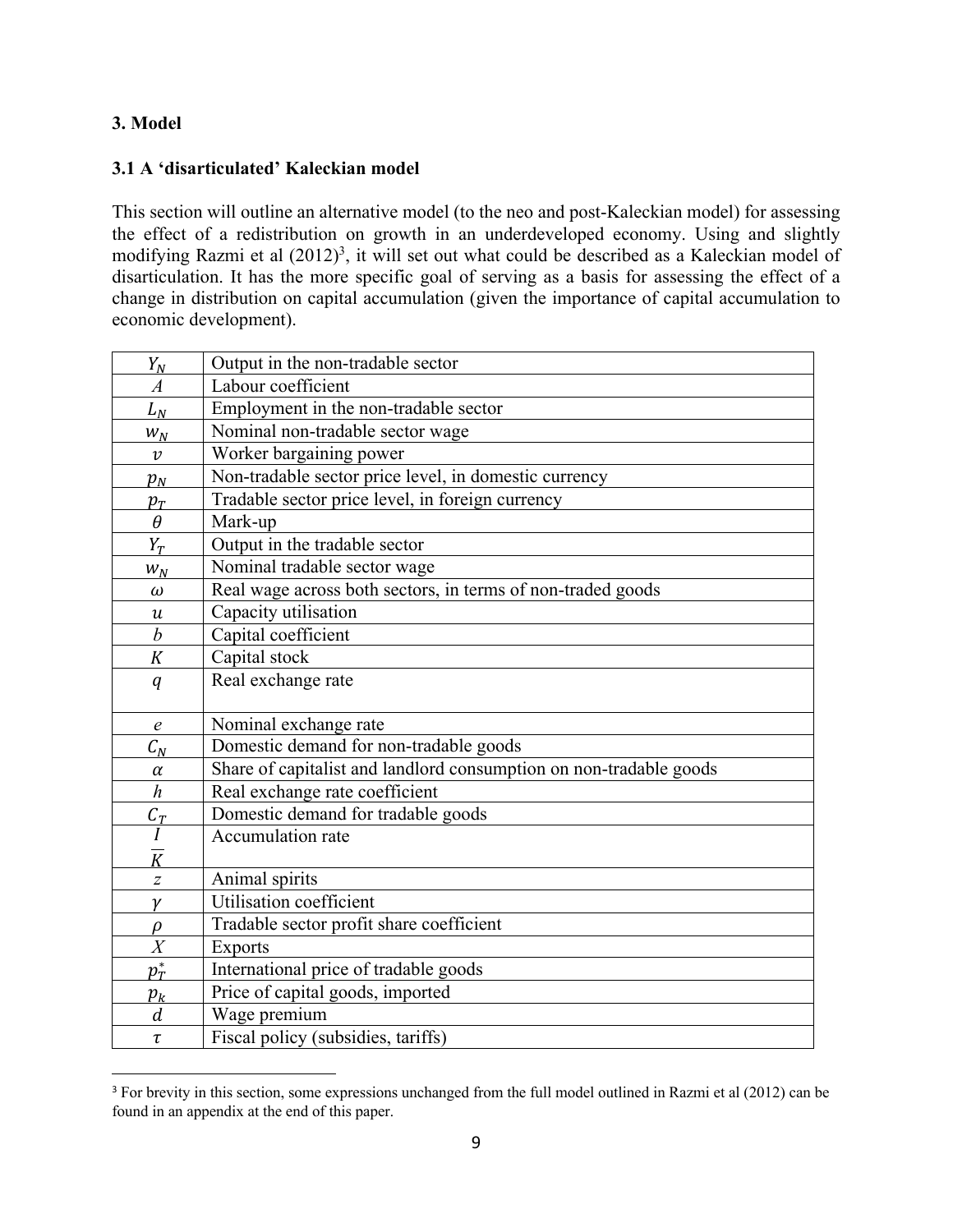### 3. Model

### 3.1 A 'disarticulated' Kaleckian model

This section will outline an alternative model (to the neo and post-Kaleckian model) for assessing the effect of a redistribution on growth in an underdeveloped economy. Using and slightly modifying Razmi et al (2012)[3], it will set out what could be described as a Kaleckian model of disarticulation. It has the more specific goal of serving as a basis for assessing the effect of a change in distribution on capital accumulation (given the importance of capital accumulation to economic development).

| | |
|---|---|
| $Y_N$ | Output in the non-tradable sector |
| $A$ | Labour coefficient |
| $L_N$ | Employment in the non-tradable sector |
| $w_N$ | Nominal non-tradable sector wage |
| $v$ | Worker bargaining power |
| $p_N$ | Non-tradable sector price level, in domestic currency |
| $p_T$ | Tradable sector price level, in foreign currency |
| $\theta$ | Mark-up |
| $Y_T$ | Output in the tradable sector |
| $w_N$ | Nominal tradable sector wage |
| $\omega$ | Real wage across both sectors, in terms of non-traded goods |
| $u$ | Capacity utilisation |
| $b$ | Capital coefficient |
| $K$ | Capital stock |
| $q$ | Real exchange rate |
| $e$ | Nominal exchange rate |
| $C_N$ | Domestic demand for non-tradable goods |
| $\alpha$ | Share of capitalist and landlord consumption on non-tradable goods |
| $h$ | Real exchange rate coefficient |
| $C_T$ | Domestic demand for tradable goods |
| $\frac{I}{K}$ | Accumulation rate |
| $z$ | Animal spirits |
| $\gamma$ | Utilisation coefficient |
| $\rho$ | Tradable sector profit share coefficient |
| $X$ | Exports |
| $p_T^*$ | International price of tradable goods |
| $p_k$ | Price of capital goods, imported |
| $d$ | Wage premium |
| $\tau$ | Fiscal policy (subsidies, tariffs) |

[3] For brevity in this section, some expressions unchanged from the full model outlined in Razmi et al (2012) can be found in an appendix at the end of this paper.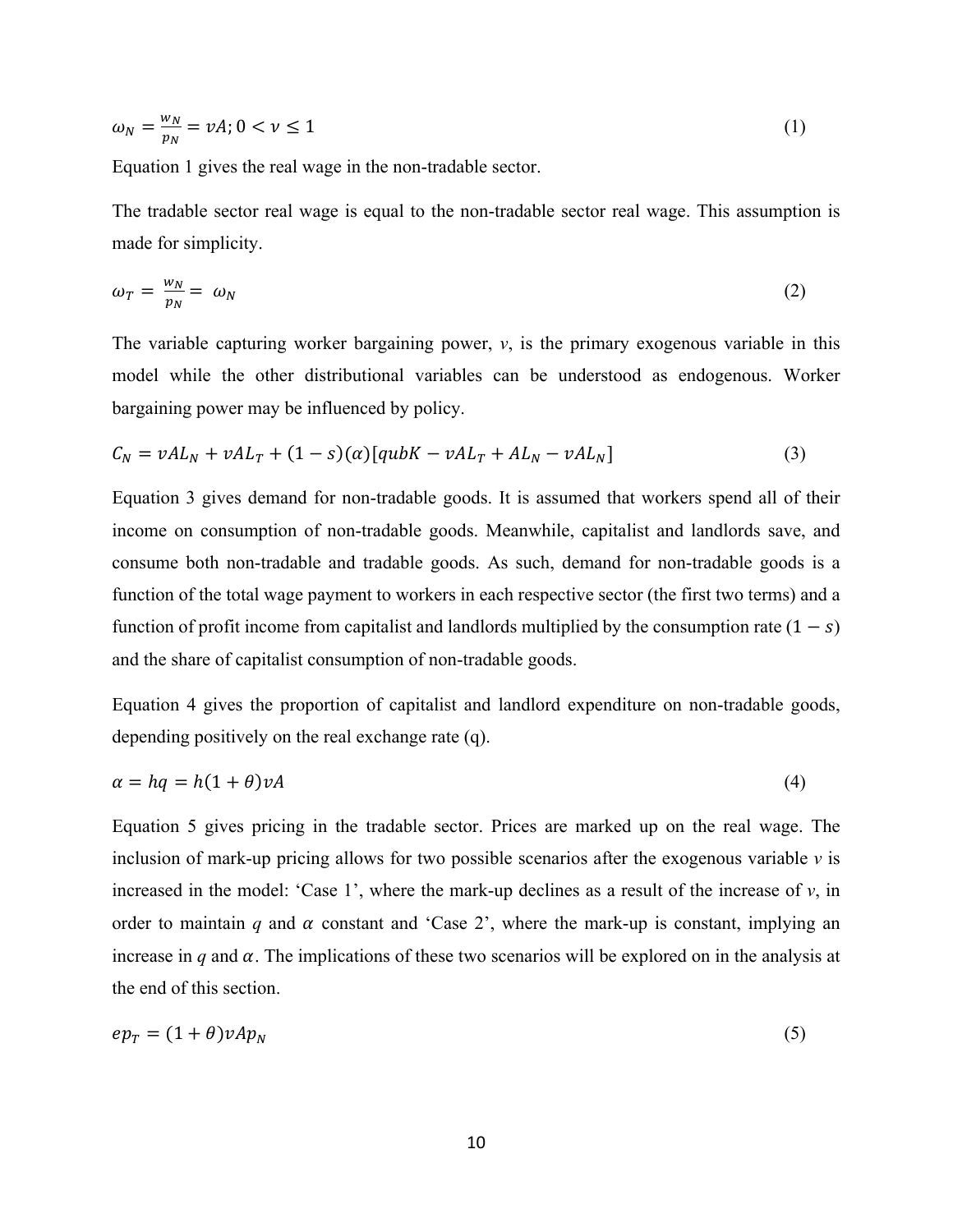$$\omega_N = \frac{w_N}{p_N} = vA; 0 < v \leq 1 \tag{1}$$

Equation 1 gives the real wage in the non-tradable sector.

The tradable sector real wage is equal to the non-tradable sector real wage. This assumption is made for simplicity.

$$\omega_T = \frac{w_N}{p_N} = \omega_N \tag{2}$$

The variable capturing worker bargaining power, *v*, is the primary exogenous variable in this model while the other distributional variables can be understood as endogenous. Worker bargaining power may be influenced by policy.

$$C_N = vAL_N + vAL_T + (1 - s)(\alpha)[qubK - vAL_T + AL_N - vAL_N] \tag{3}$$

Equation 3 gives demand for non-tradable goods. It is assumed that workers spend all of their income on consumption of non-tradable goods. Meanwhile, capitalist and landlords save, and consume both non-tradable and tradable goods. As such, demand for non-tradable goods is a function of the total wage payment to workers in each respective sector (the first two terms) and a function of profit income from capitalist and landlords multiplied by the consumption rate $(1 - s)$ and the share of capitalist consumption of non-tradable goods.

Equation 4 gives the proportion of capitalist and landlord expenditure on non-tradable goods, depending positively on the real exchange rate (q).

$$\alpha = hq = h(1 + \theta)vA \tag{4}$$

Equation 5 gives pricing in the tradable sector. Prices are marked up on the real wage. The inclusion of mark-up pricing allows for two possible scenarios after the exogenous variable *v* is increased in the model: 'Case 1', where the mark-up declines as a result of the increase of *v*, in order to maintain *q* and $\alpha$ constant and 'Case 2', where the mark-up is constant, implying an increase in *q* and $\alpha$. The implications of these two scenarios will be explored on in the analysis at the end of this section.

$$ep_T = (1 + \theta)vAp_N \tag{5}$$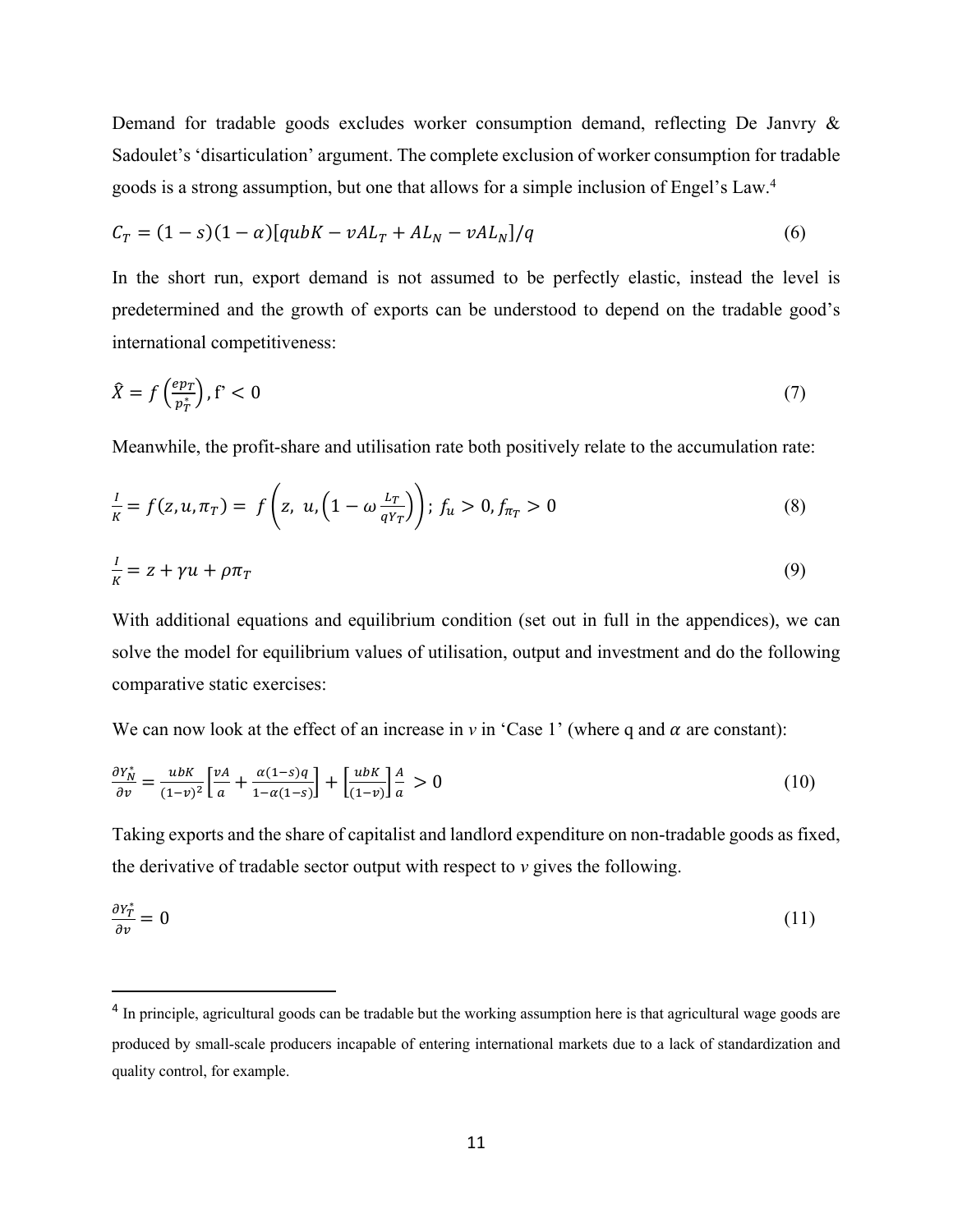Demand for tradable goods excludes worker consumption demand, reflecting De Janvry & Sadoulet's 'disarticulation' argument. The complete exclusion of worker consumption for tradable goods is a strong assumption, but one that allows for a simple inclusion of Engel's Law.[4]

$$C_T = (1-s)(1-\alpha)[qubK - vAL_T + AL_N - vAL_N]/q \tag{6}$$

In the short run, export demand is not assumed to be perfectly elastic, instead the level is predetermined and the growth of exports can be understood to depend on the tradable good's international competitiveness:

$$\hat{X} = f\left(\frac{ep_T}{p_T^*}\right), \text{f'} < 0 \tag{7}$$

Meanwhile, the profit-share and utilisation rate both positively relate to the accumulation rate:

$$\frac{I}{K} = f(z, u, \pi_T) = f\left(z,\ u, \left(1 - \omega\frac{L_T}{qY_T}\right)\right);\ f_u > 0, f_{\pi_T} > 0 \tag{8}$$

$$\frac{I}{K} = z + \gamma u + \rho\pi_T \tag{9}$$

With additional equations and equilibrium condition (set out in full in the appendices), we can solve the model for equilibrium values of utilisation, output and investment and do the following comparative static exercises:

We can now look at the effect of an increase in $v$ in 'Case 1' (where q and $\alpha$ are constant):

$$\frac{\partial Y_N^*}{\partial v} = \frac{ubK}{(1-v)^2}\left[\frac{vA}{a} + \frac{\alpha(1-s)q}{1-\alpha(1-s)}\right] + \left[\frac{ubK}{(1-v)}\right]\frac{A}{a} > 0 \tag{10}$$

Taking exports and the share of capitalist and landlord expenditure on non-tradable goods as fixed, the derivative of tradable sector output with respect to $v$ gives the following.

$$\frac{\partial Y_T^*}{\partial v} = 0 \tag{11}$$

[4] In principle, agricultural goods can be tradable but the working assumption here is that agricultural wage goods are produced by small-scale producers incapable of entering international markets due to a lack of standardization and quality control, for example.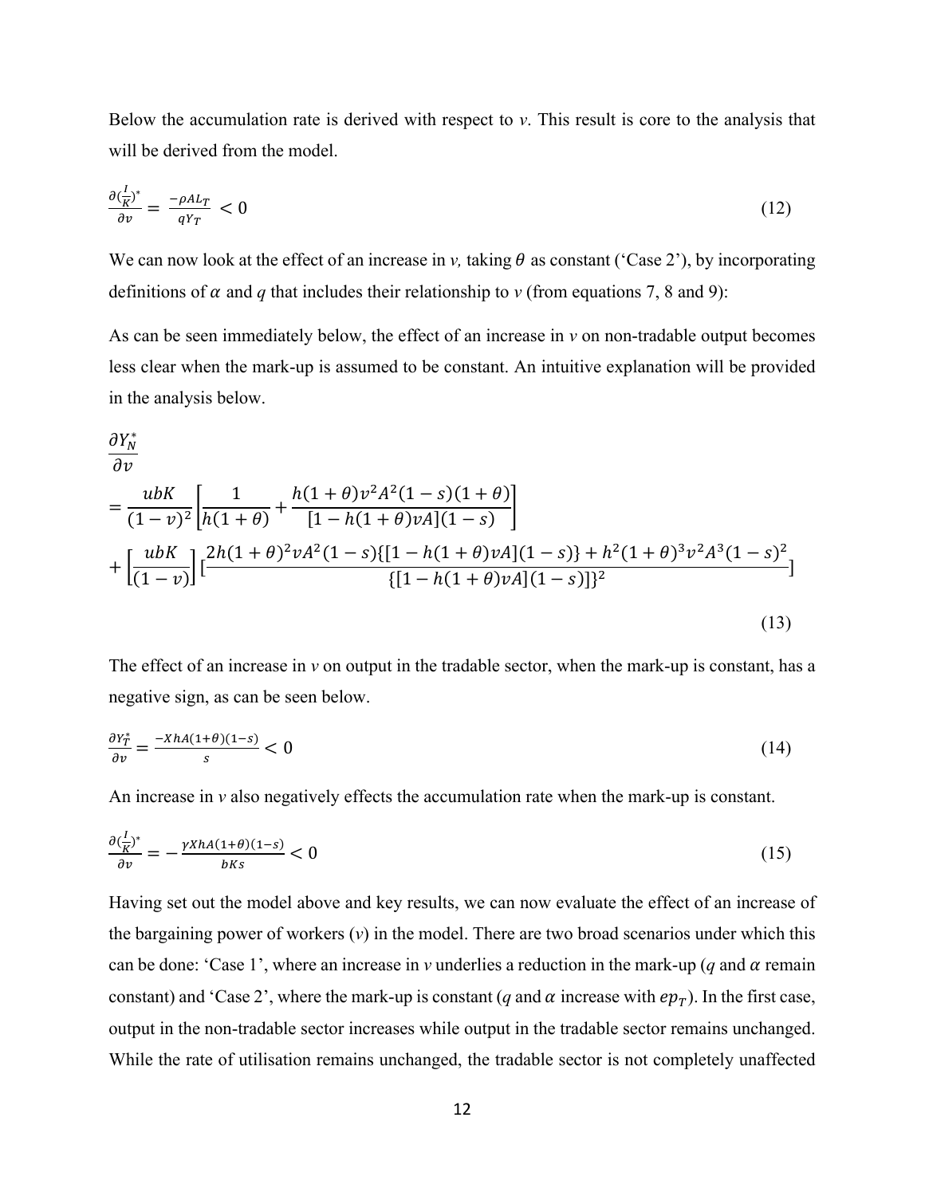Below the accumulation rate is derived with respect to *v*. This result is core to the analysis that will be derived from the model.

$$\frac{\partial(\frac{I}{K})^*}{\partial v} = \frac{-\rho A L_T}{q Y_T} < 0 \tag{12}$$

We can now look at the effect of an increase in *v,* taking $\theta$ as constant ('Case 2'), by incorporating definitions of $\alpha$ and *q* that includes their relationship to *v* (from equations 7, 8 and 9):

As can be seen immediately below, the effect of an increase in *v* on non-tradable output becomes less clear when the mark-up is assumed to be constant. An intuitive explanation will be provided in the analysis below.

$$\frac{\partial Y_N^*}{\partial v} = \frac{ubK}{(1-v)^2}\left[\frac{1}{h(1+\theta)} + \frac{h(1+\theta)v^2A^2(1-s)(1+\theta)}{[1-h(1+\theta)vA](1-s)}\right] + \left[\frac{ubK}{(1-v)}\right]\left[\frac{2h(1+\theta)^2vA^2(1-s)\{[1-h(1+\theta)vA](1-s)\} + h^2(1+\theta)^3v^2A^3(1-s)^2}{\{[1-h(1+\theta)vA](1-s)]\}^2}\right] \tag{13}$$

The effect of an increase in *v* on output in the tradable sector, when the mark-up is constant, has a negative sign, as can be seen below.

$$\frac{\partial Y_T^*}{\partial v} = \frac{-XhA(1+\theta)(1-s)}{s} < 0 \tag{14}$$

An increase in *v* also negatively effects the accumulation rate when the mark-up is constant.

$$\frac{\partial(\frac{I}{K})^*}{\partial v} = -\frac{\gamma XhA(1+\theta)(1-s)}{bKs} < 0 \tag{15}$$

Having set out the model above and key results, we can now evaluate the effect of an increase of the bargaining power of workers (*v*) in the model. There are two broad scenarios under which this can be done: 'Case 1', where an increase in *v* underlies a reduction in the mark-up (*q* and $\alpha$ remain constant) and 'Case 2', where the mark-up is constant (*q* and $\alpha$ increase with $ep_T$). In the first case, output in the non-tradable sector increases while output in the tradable sector remains unchanged. While the rate of utilisation remains unchanged, the tradable sector is not completely unaffected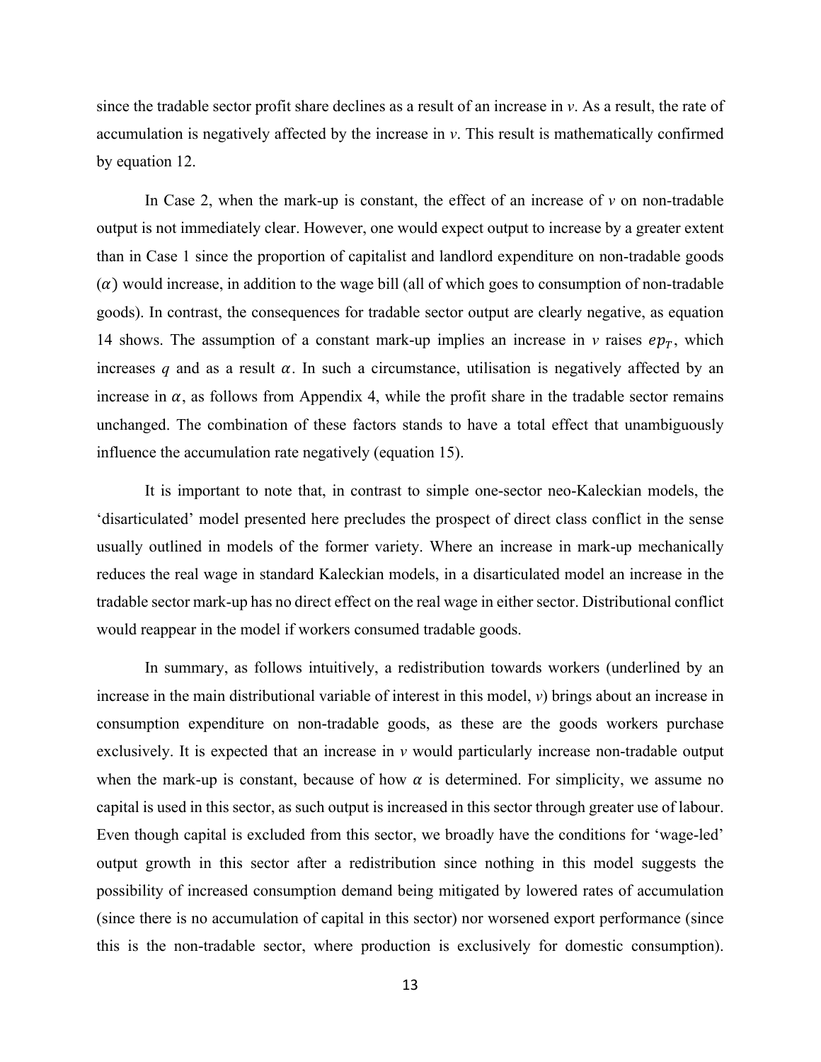since the tradable sector profit share declines as a result of an increase in *v*. As a result, the rate of accumulation is negatively affected by the increase in *v*. This result is mathematically confirmed by equation 12.

In Case 2, when the mark-up is constant, the effect of an increase of *v* on non-tradable output is not immediately clear. However, one would expect output to increase by a greater extent than in Case 1 since the proportion of capitalist and landlord expenditure on non-tradable goods ($\alpha$) would increase, in addition to the wage bill (all of which goes to consumption of non-tradable goods). In contrast, the consequences for tradable sector output are clearly negative, as equation 14 shows. The assumption of a constant mark-up implies an increase in *v* raises $ep_T$, which increases $q$ and as a result $\alpha$. In such a circumstance, utilisation is negatively affected by an increase in $\alpha$, as follows from Appendix 4, while the profit share in the tradable sector remains unchanged. The combination of these factors stands to have a total effect that unambiguously influence the accumulation rate negatively (equation 15).

It is important to note that, in contrast to simple one-sector neo-Kaleckian models, the 'disarticulated' model presented here precludes the prospect of direct class conflict in the sense usually outlined in models of the former variety. Where an increase in mark-up mechanically reduces the real wage in standard Kaleckian models, in a disarticulated model an increase in the tradable sector mark-up has no direct effect on the real wage in either sector. Distributional conflict would reappear in the model if workers consumed tradable goods.

In summary, as follows intuitively, a redistribution towards workers (underlined by an increase in the main distributional variable of interest in this model, *v*) brings about an increase in consumption expenditure on non-tradable goods, as these are the goods workers purchase exclusively. It is expected that an increase in *v* would particularly increase non-tradable output when the mark-up is constant, because of how $\alpha$ is determined. For simplicity, we assume no capital is used in this sector, as such output is increased in this sector through greater use of labour. Even though capital is excluded from this sector, we broadly have the conditions for 'wage-led' output growth in this sector after a redistribution since nothing in this model suggests the possibility of increased consumption demand being mitigated by lowered rates of accumulation (since there is no accumulation of capital in this sector) nor worsened export performance (since this is the non-tradable sector, where production is exclusively for domestic consumption).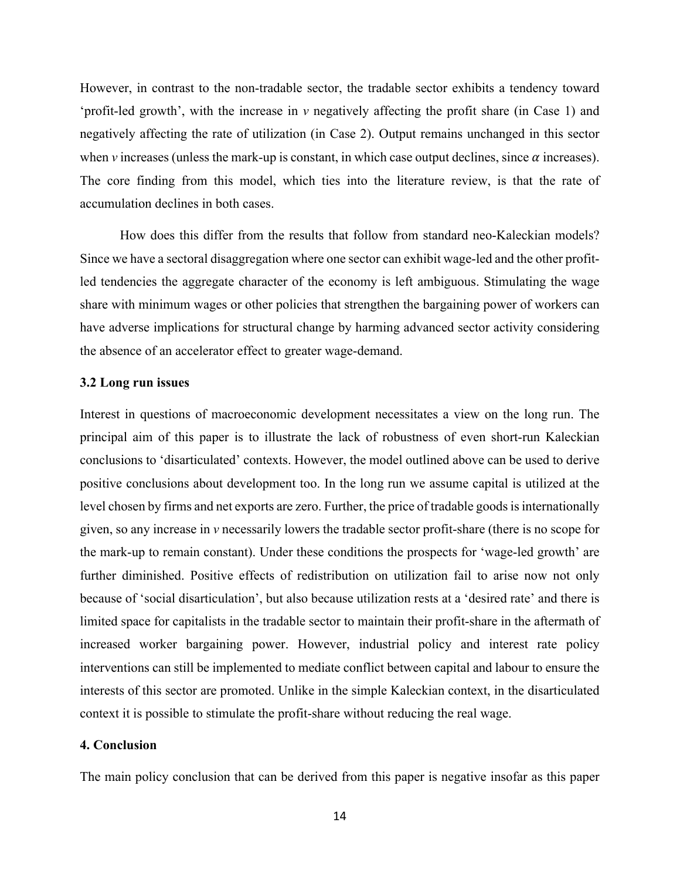However, in contrast to the non-tradable sector, the tradable sector exhibits a tendency toward 'profit-led growth', with the increase in $v$ negatively affecting the profit share (in Case 1) and negatively affecting the rate of utilization (in Case 2). Output remains unchanged in this sector when $v$ increases (unless the mark-up is constant, in which case output declines, since $\alpha$ increases). The core finding from this model, which ties into the literature review, is that the rate of accumulation declines in both cases.

How does this differ from the results that follow from standard neo-Kaleckian models? Since we have a sectoral disaggregation where one sector can exhibit wage-led and the other profit-led tendencies the aggregate character of the economy is left ambiguous. Stimulating the wage share with minimum wages or other policies that strengthen the bargaining power of workers can have adverse implications for structural change by harming advanced sector activity considering the absence of an accelerator effect to greater wage-demand.

### 3.2 Long run issues

Interest in questions of macroeconomic development necessitates a view on the long run. The principal aim of this paper is to illustrate the lack of robustness of even short-run Kaleckian conclusions to 'disarticulated' contexts. However, the model outlined above can be used to derive positive conclusions about development too. In the long run we assume capital is utilized at the level chosen by firms and net exports are zero. Further, the price of tradable goods is internationally given, so any increase in $v$ necessarily lowers the tradable sector profit-share (there is no scope for the mark-up to remain constant). Under these conditions the prospects for 'wage-led growth' are further diminished. Positive effects of redistribution on utilization fail to arise now not only because of 'social disarticulation', but also because utilization rests at a 'desired rate' and there is limited space for capitalists in the tradable sector to maintain their profit-share in the aftermath of increased worker bargaining power. However, industrial policy and interest rate policy interventions can still be implemented to mediate conflict between capital and labour to ensure the interests of this sector are promoted. Unlike in the simple Kaleckian context, in the disarticulated context it is possible to stimulate the profit-share without reducing the real wage.

## 4. Conclusion

The main policy conclusion that can be derived from this paper is negative insofar as this paper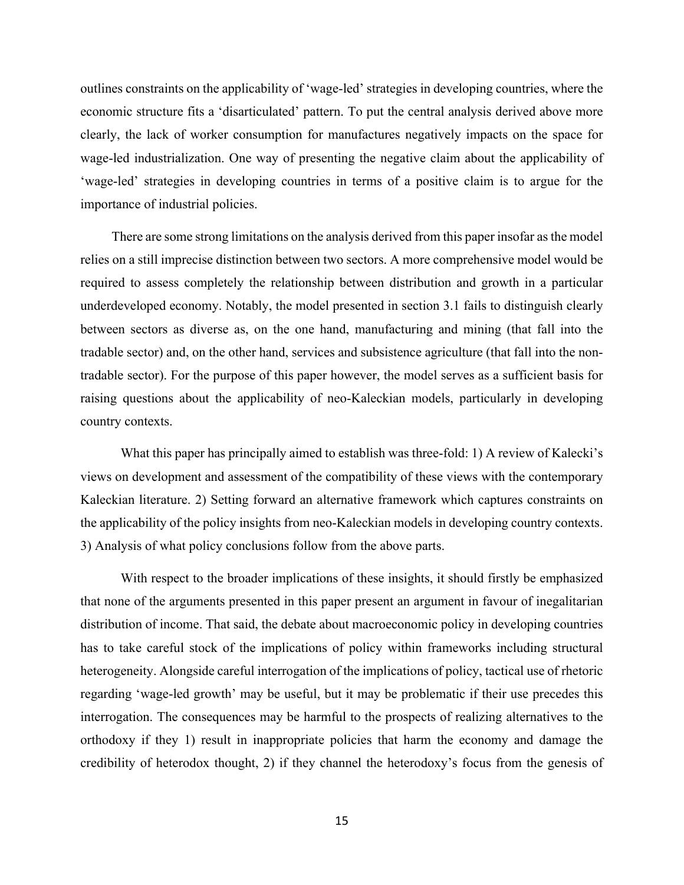outlines constraints on the applicability of 'wage-led' strategies in developing countries, where the economic structure fits a 'disarticulated' pattern. To put the central analysis derived above more clearly, the lack of worker consumption for manufactures negatively impacts on the space for wage-led industrialization. One way of presenting the negative claim about the applicability of 'wage-led' strategies in developing countries in terms of a positive claim is to argue for the importance of industrial policies.

There are some strong limitations on the analysis derived from this paper insofar as the model relies on a still imprecise distinction between two sectors. A more comprehensive model would be required to assess completely the relationship between distribution and growth in a particular underdeveloped economy. Notably, the model presented in section 3.1 fails to distinguish clearly between sectors as diverse as, on the one hand, manufacturing and mining (that fall into the tradable sector) and, on the other hand, services and subsistence agriculture (that fall into the non-tradable sector). For the purpose of this paper however, the model serves as a sufficient basis for raising questions about the applicability of neo-Kaleckian models, particularly in developing country contexts.

What this paper has principally aimed to establish was three-fold: 1) A review of Kalecki's views on development and assessment of the compatibility of these views with the contemporary Kaleckian literature. 2) Setting forward an alternative framework which captures constraints on the applicability of the policy insights from neo-Kaleckian models in developing country contexts. 3) Analysis of what policy conclusions follow from the above parts.

With respect to the broader implications of these insights, it should firstly be emphasized that none of the arguments presented in this paper present an argument in favour of inegalitarian distribution of income. That said, the debate about macroeconomic policy in developing countries has to take careful stock of the implications of policy within frameworks including structural heterogeneity. Alongside careful interrogation of the implications of policy, tactical use of rhetoric regarding 'wage-led growth' may be useful, but it may be problematic if their use precedes this interrogation. The consequences may be harmful to the prospects of realizing alternatives to the orthodoxy if they 1) result in inappropriate policies that harm the economy and damage the credibility of heterodox thought, 2) if they channel the heterodoxy's focus from the genesis of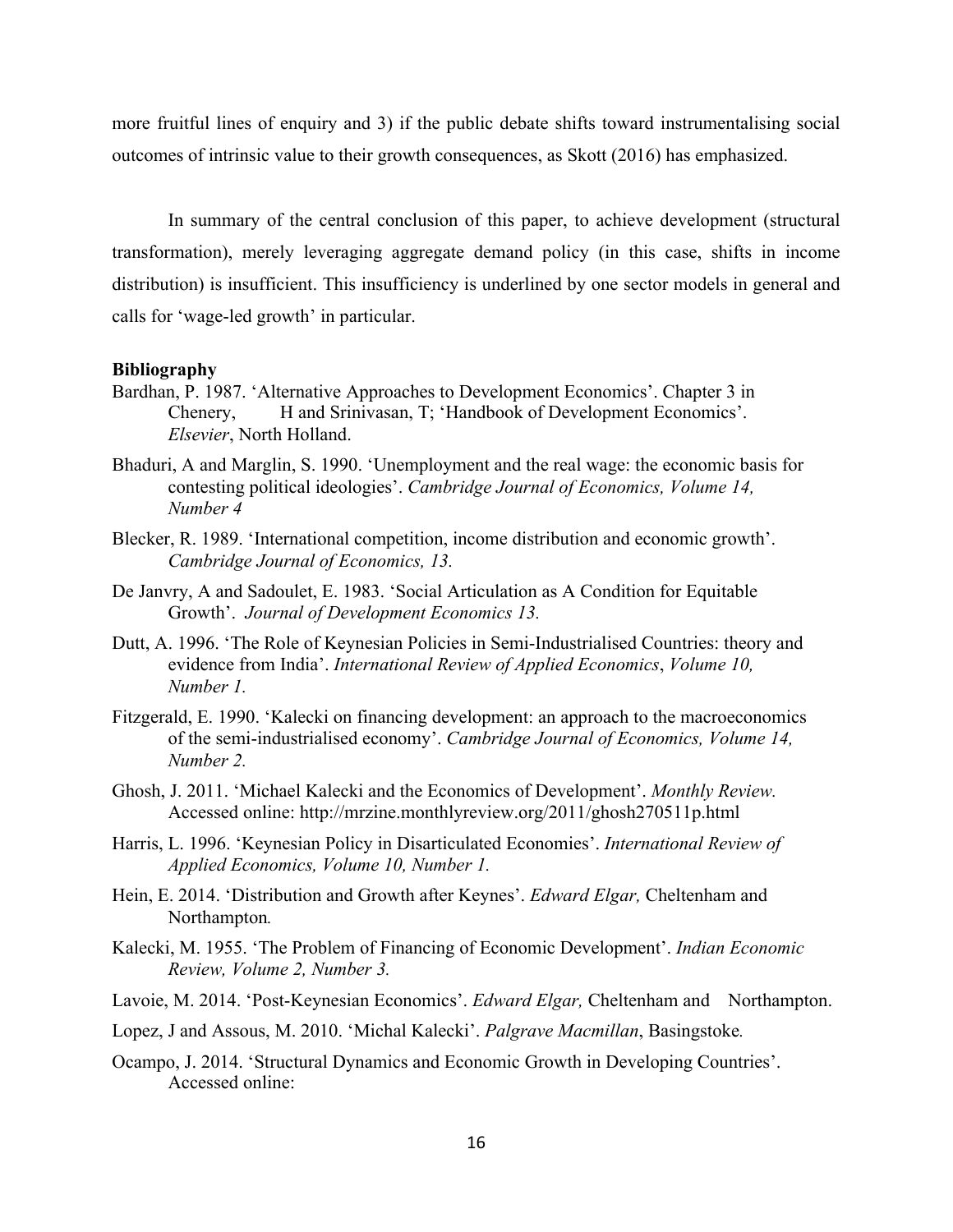more fruitful lines of enquiry and 3) if the public debate shifts toward instrumentalising social outcomes of intrinsic value to their growth consequences, as Skott (2016) has emphasized.

In summary of the central conclusion of this paper, to achieve development (structural transformation), merely leveraging aggregate demand policy (in this case, shifts in income distribution) is insufficient. This insufficiency is underlined by one sector models in general and calls for 'wage-led growth' in particular.

**Bibliography**

Bardhan, P. 1987. 'Alternative Approaches to Development Economics'. Chapter 3 in Chenery, H and Srinivasan, T; 'Handbook of Development Economics'. *Elsevier*, North Holland.

Bhaduri, A and Marglin, S. 1990. 'Unemployment and the real wage: the economic basis for contesting political ideologies'. *Cambridge Journal of Economics, Volume 14, Number 4*

Blecker, R. 1989. 'International competition, income distribution and economic growth'. *Cambridge Journal of Economics, 13.*

De Janvry, A and Sadoulet, E. 1983. 'Social Articulation as A Condition for Equitable Growth'. *Journal of Development Economics 13.*

Dutt, A. 1996. 'The Role of Keynesian Policies in Semi-Industrialised Countries: theory and evidence from India'. *International Review of Applied Economics*, *Volume 10, Number 1.*

Fitzgerald, E. 1990. 'Kalecki on financing development: an approach to the macroeconomics of the semi-industrialised economy'. *Cambridge Journal of Economics, Volume 14, Number 2.*

Ghosh, J. 2011. 'Michael Kalecki and the Economics of Development'. *Monthly Review.* Accessed online: http://mrzine.monthlyreview.org/2011/ghosh270511p.html

Harris, L. 1996. 'Keynesian Policy in Disarticulated Economies'. *International Review of Applied Economics, Volume 10, Number 1.*

Hein, E. 2014. 'Distribution and Growth after Keynes'. *Edward Elgar,* Cheltenham and Northampton*.*

Kalecki, M. 1955. 'The Problem of Financing of Economic Development'. *Indian Economic Review, Volume 2, Number 3.*

Lavoie, M. 2014. 'Post-Keynesian Economics'. *Edward Elgar,* Cheltenham and Northampton.

Lopez, J and Assous, M. 2010. 'Michal Kalecki'. *Palgrave Macmillan*, Basingstoke*.*

Ocampo, J. 2014. 'Structural Dynamics and Economic Growth in Developing Countries'. Accessed online: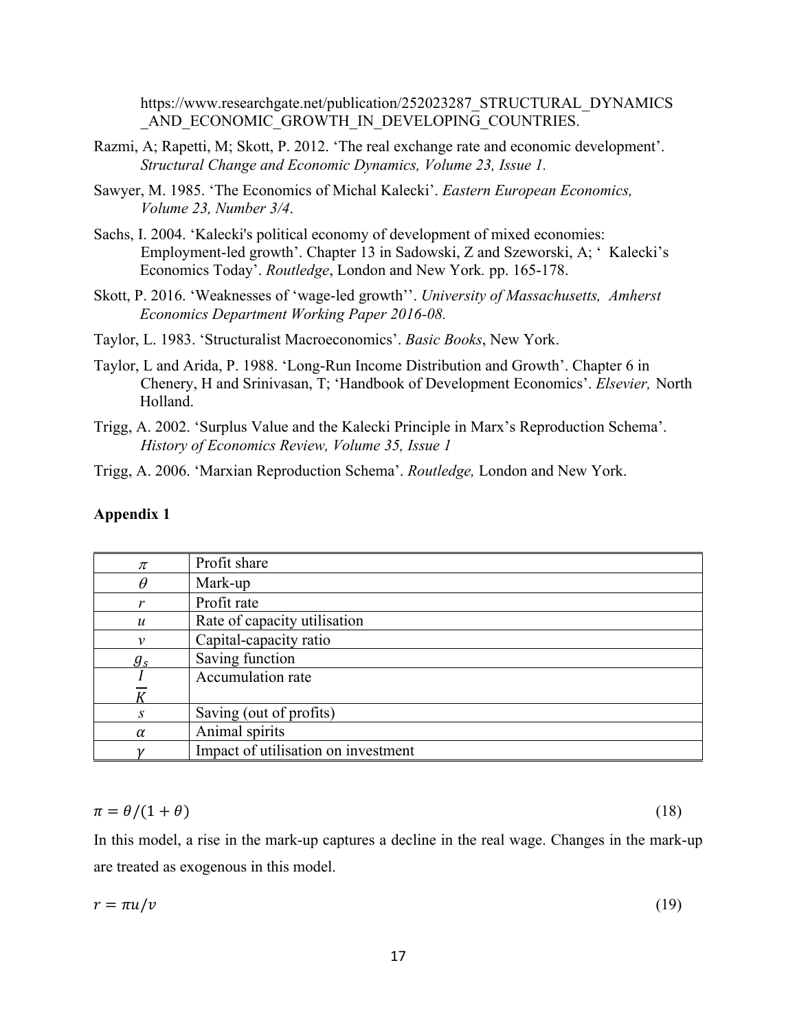https://www.researchgate.net/publication/252023287_STRUCTURAL_DYNAMICS_AND_ECONOMIC_GROWTH_IN_DEVELOPING_COUNTRIES.

Razmi, A; Rapetti, M; Skott, P. 2012. 'The real exchange rate and economic development'. *Structural Change and Economic Dynamics, Volume 23, Issue 1.*

Sawyer, M. 1985. 'The Economics of Michal Kalecki'. *Eastern European Economics, Volume 23, Number 3/4*.

Sachs, I. 2004. 'Kalecki's political economy of development of mixed economies: Employment-led growth'. Chapter 13 in Sadowski, Z and Szeworski, A; ' Kalecki's Economics Today'. *Routledge*, London and New York. pp. 165-178.

Skott, P. 2016. 'Weaknesses of 'wage-led growth''. *University of Massachusetts, Amherst Economics Department Working Paper 2016-08.*

Taylor, L. 1983. 'Structuralist Macroeconomics'. *Basic Books*, New York.

Taylor, L and Arida, P. 1988. 'Long-Run Income Distribution and Growth'. Chapter 6 in Chenery, H and Srinivasan, T; 'Handbook of Development Economics'. *Elsevier,* North Holland.

Trigg, A. 2002. 'Surplus Value and the Kalecki Principle in Marx's Reproduction Schema'. *History of Economics Review, Volume 35, Issue 1*

Trigg, A. 2006. 'Marxian Reproduction Schema'. *Routledge,* London and New York.

**Appendix 1**

| | |
|---|---|
| $\pi$ | Profit share |
| $\theta$ | Mark-up |
| $r$ | Profit rate |
| $u$ | Rate of capacity utilisation |
| $v$ | Capital-capacity ratio |
| $g_s$ | Saving function |
| $\frac{I}{K}$ | Accumulation rate |
| $s$ | Saving (out of profits) |
| $\alpha$ | Animal spirits |
| $\gamma$ | Impact of utilisation on investment |

$$\pi = \theta/(1+\theta) \tag{18}$$

In this model, a rise in the mark-up captures a decline in the real wage. Changes in the mark-up are treated as exogenous in this model.

$$r = \pi u/v \tag{19}$$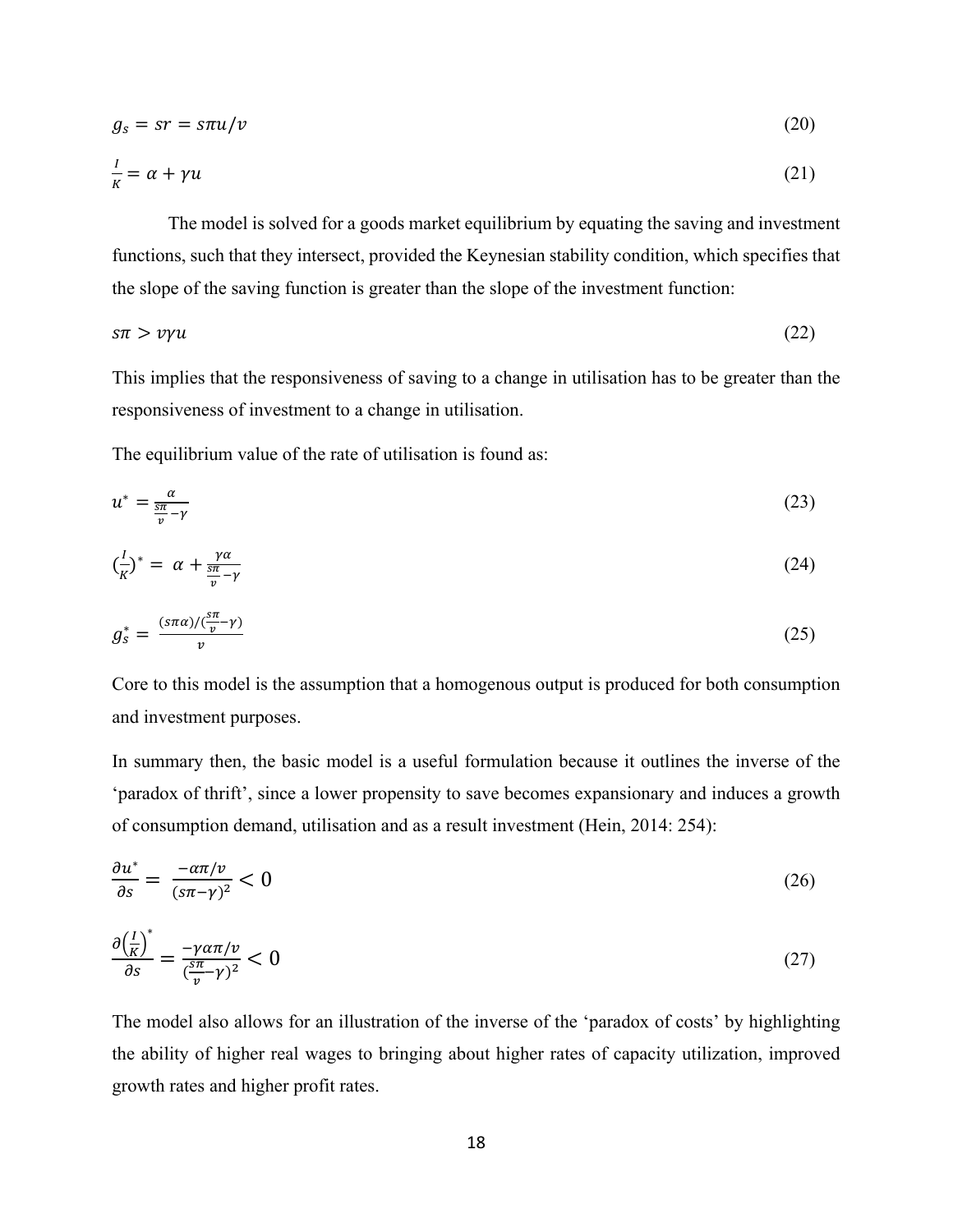$$g_s = sr = s\pi u/v \tag{20}$$

$$\frac{I}{K} = \alpha + \gamma u \tag{21}$$

The model is solved for a goods market equilibrium by equating the saving and investment functions, such that they intersect, provided the Keynesian stability condition, which specifies that the slope of the saving function is greater than the slope of the investment function:

$$s\pi > v\gamma u \tag{22}$$

This implies that the responsiveness of saving to a change in utilisation has to be greater than the responsiveness of investment to a change in utilisation.

The equilibrium value of the rate of utilisation is found as:

$$u^* = \frac{\alpha}{\frac{s\pi}{v} - \gamma} \tag{23}$$

$$\left(\frac{I}{K}\right)^* = \alpha + \frac{\gamma\alpha}{\frac{s\pi}{v} - \gamma} \tag{24}$$

$$g_s^* = \frac{(s\pi\alpha)/(\frac{s\pi}{v} - \gamma)}{v} \tag{25}$$

Core to this model is the assumption that a homogenous output is produced for both consumption and investment purposes.

In summary then, the basic model is a useful formulation because it outlines the inverse of the 'paradox of thrift', since a lower propensity to save becomes expansionary and induces a growth of consumption demand, utilisation and as a result investment (Hein, 2014: 254):

$$\frac{\partial u^*}{\partial s} = \frac{-\alpha\pi/v}{(s\pi - \gamma)^2} < 0 \tag{26}$$

$$\frac{\partial \left(\frac{I}{K}\right)^*}{\partial s} = \frac{-\gamma\alpha\pi/v}{(\frac{s\pi}{v} - \gamma)^2} < 0 \tag{27}$$

The model also allows for an illustration of the inverse of the 'paradox of costs' by highlighting the ability of higher real wages to bringing about higher rates of capacity utilization, improved growth rates and higher profit rates.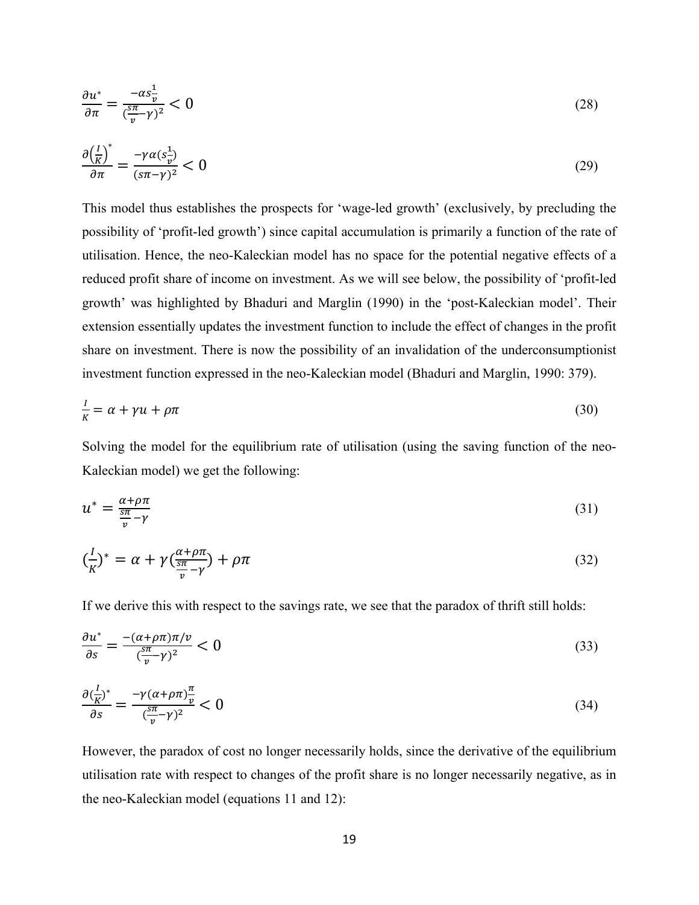$$\frac{\partial u^*}{\partial \pi} = \frac{-\alpha s \frac{1}{v}}{(\frac{s\pi}{v} - \gamma)^2} < 0 \tag{28}$$

$$\frac{\partial \left(\frac{I}{K}\right)^*}{\partial \pi} = \frac{-\gamma \alpha (s \frac{1}{v})}{(s\pi - \gamma)^2} < 0 \tag{29}$$

This model thus establishes the prospects for 'wage-led growth' (exclusively, by precluding the possibility of 'profit-led growth') since capital accumulation is primarily a function of the rate of utilisation. Hence, the neo-Kaleckian model has no space for the potential negative effects of a reduced profit share of income on investment. As we will see below, the possibility of 'profit-led growth' was highlighted by Bhaduri and Marglin (1990) in the 'post-Kaleckian model'. Their extension essentially updates the investment function to include the effect of changes in the profit share on investment. There is now the possibility of an invalidation of the underconsumptionist investment function expressed in the neo-Kaleckian model (Bhaduri and Marglin, 1990: 379).

$$\frac{I}{K} = \alpha + \gamma u + \rho \pi \tag{30}$$

Solving the model for the equilibrium rate of utilisation (using the saving function of the neo-Kaleckian model) we get the following:

$$u^* = \frac{\alpha + \rho \pi}{\frac{s\pi}{v} - \gamma} \tag{31}$$

$$\left(\frac{I}{K}\right)^* = \alpha + \gamma \left(\frac{\alpha + \rho \pi}{\frac{s\pi}{v} - \gamma}\right) + \rho \pi \tag{32}$$

If we derive this with respect to the savings rate, we see that the paradox of thrift still holds:

$$\frac{\partial u^*}{\partial s} = \frac{-(\alpha + \rho \pi)\pi / v}{(\frac{s\pi}{v} - \gamma)^2} < 0 \tag{33}$$

$$\frac{\partial \left(\frac{I}{K}\right)^*}{\partial s} = \frac{-\gamma (\alpha + \rho \pi) \frac{\pi}{v}}{(\frac{s\pi}{v} - \gamma)^2} < 0 \tag{34}$$

However, the paradox of cost no longer necessarily holds, since the derivative of the equilibrium utilisation rate with respect to changes of the profit share is no longer necessarily negative, as in the neo-Kaleckian model (equations 11 and 12):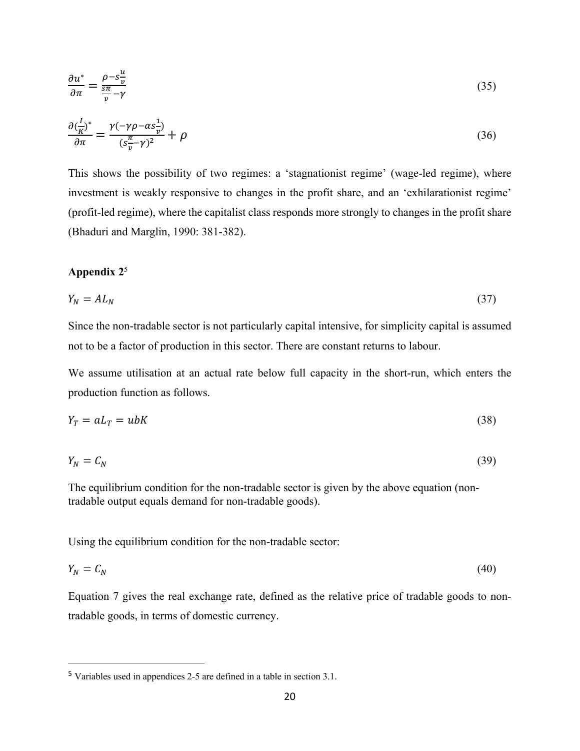$$\frac{\partial u^*}{\partial \pi} = \frac{\rho - s\frac{u}{v}}{\frac{s\pi}{v} - \gamma} \tag{35}$$

$$\frac{\partial (\frac{I}{K})^*}{\partial \pi} = \frac{\gamma(-\gamma\rho - \alpha s\frac{1}{v})}{(s\frac{\pi}{v} - \gamma)^2} + \rho \tag{36}$$

This shows the possibility of two regimes: a 'stagnationist regime' (wage-led regime), where investment is weakly responsive to changes in the profit share, and an 'exhilarationist regime' (profit-led regime), where the capitalist class responds more strongly to changes in the profit share (Bhaduri and Marglin, 1990: 381-382).

**Appendix 2**[5]

$$Y_N = AL_N \tag{37}$$

Since the non-tradable sector is not particularly capital intensive, for simplicity capital is assumed not to be a factor of production in this sector. There are constant returns to labour.

We assume utilisation at an actual rate below full capacity in the short-run, which enters the production function as follows.

$$Y_T = aL_T = ubK \tag{38}$$

$$Y_N = C_N \tag{39}$$

The equilibrium condition for the non-tradable sector is given by the above equation (non-tradable output equals demand for non-tradable goods).

Using the equilibrium condition for the non-tradable sector:

$$Y_N = C_N \tag{40}$$

Equation 7 gives the real exchange rate, defined as the relative price of tradable goods to non-tradable goods, in terms of domestic currency.

[5] Variables used in appendices 2-5 are defined in a table in section 3.1.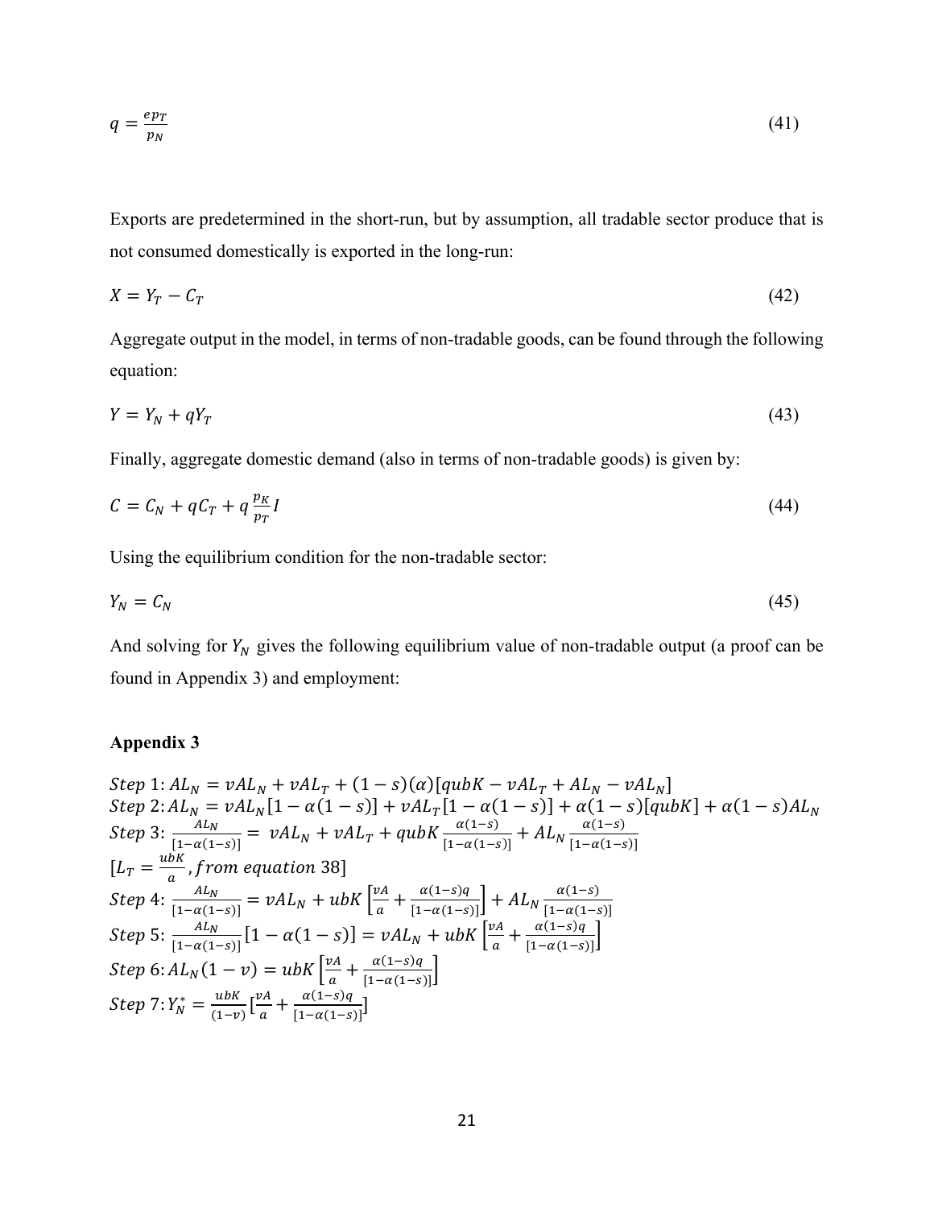$$q = \frac{ep_T}{p_N} \tag{41}$$

Exports are predetermined in the short-run, but by assumption, all tradable sector produce that is not consumed domestically is exported in the long-run:

$$X = Y_T - C_T \tag{42}$$

Aggregate output in the model, in terms of non-tradable goods, can be found through the following equation:

$$Y = Y_N + qY_T \tag{43}$$

Finally, aggregate domestic demand (also in terms of non-tradable goods) is given by:

$$C = C_N + qC_T + q\frac{p_K}{p_T}I \tag{44}$$

Using the equilibrium condition for the non-tradable sector:

$$Y_N = C_N \tag{45}$$

And solving for $Y_N$ gives the following equilibrium value of non-tradable output (a proof can be found in Appendix 3) and employment:

**Appendix 3**

$Step\ 1: AL_N = vAL_N + vAL_T + (1-s)(\alpha)[qubK - vAL_T + AL_N - vAL_N]$

$Step\ 2: AL_N = vAL_N[1-\alpha(1-s)] + vAL_T[1-\alpha(1-s)] + \alpha(1-s)[qubK] + \alpha(1-s)AL_N$

$Step\ 3: \frac{AL_N}{[1-\alpha(1-s)]} = vAL_N + vAL_T + qubK\frac{\alpha(1-s)}{[1-\alpha(1-s)]} + AL_N\frac{\alpha(1-s)}{[1-\alpha(1-s)]}$

$[L_T = \frac{ubK}{a}, from\ equation\ 38]$

$Step\ 4: \frac{AL_N}{[1-\alpha(1-s)]} = vAL_N + ubK\left[\frac{vA}{a} + \frac{\alpha(1-s)q}{[1-\alpha(1-s)]}\right] + AL_N\frac{\alpha(1-s)}{[1-\alpha(1-s)]}$

$Step\ 5: \frac{AL_N}{[1-\alpha(1-s)]}[1-\alpha(1-s)] = vAL_N + ubK\left[\frac{vA}{a} + \frac{\alpha(1-s)q}{[1-\alpha(1-s)]}\right]$

$Step\ 6: AL_N(1-v) = ubK\left[\frac{vA}{a} + \frac{\alpha(1-s)q}{[1-\alpha(1-s)]}\right]$

$Step\ 7: Y_N^* = \frac{ubK}{(1-v)}\left[\frac{vA}{a} + \frac{\alpha(1-s)q}{[1-\alpha(1-s)]}\right]$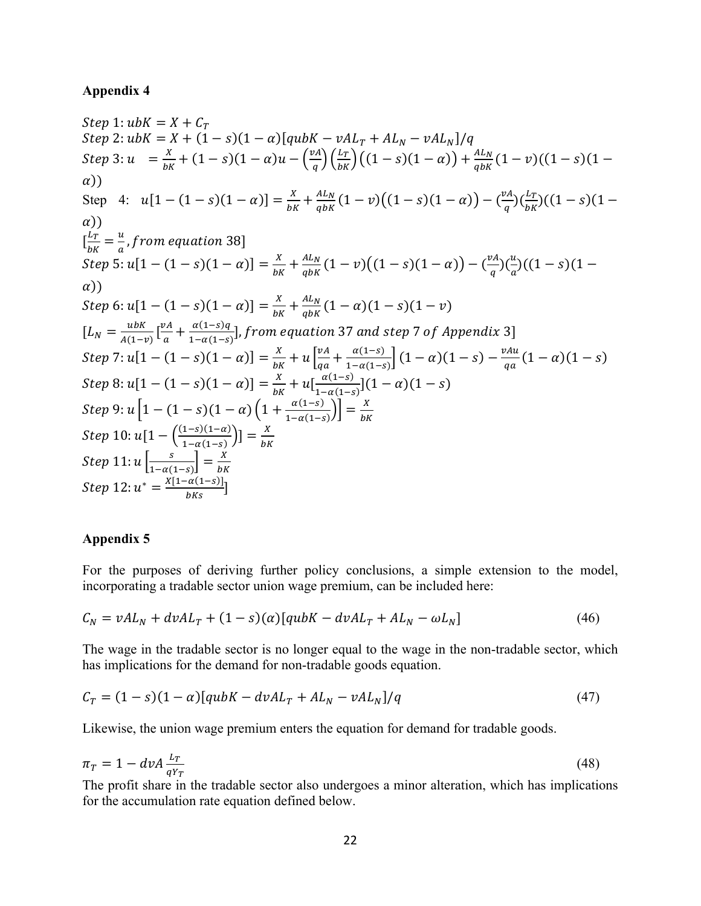## Appendix 4

$Step\ 1{:}\ ubK = X + C_T$
$Step\ 2{:}\ ubK = X + (1-s)(1-\alpha)[qubK - vAL_T + AL_N - vAL_N]/q$
$Step\ 3{:}\ u \ = \frac{X}{bK} + (1-s)(1-\alpha)u - \left(\frac{vA}{q}\right)\left(\frac{L_T}{bK}\right)\left((1-s)(1-\alpha)\right) + \frac{AL_N}{qbK}(1-v)((1-s)(1-\alpha))$
Step 4: $u[1-(1-s)(1-\alpha)] = \frac{X}{bK} + \frac{AL_N}{qbK}(1-v)\left((1-s)(1-\alpha)\right) - (\frac{vA}{q})(\frac{L_T}{bK})((1-s)(1-\alpha))$
$[\frac{L_T}{bK} = \frac{u}{a}, from\ equation\ 38]$
$Step\ 5{:}\ u[1-(1-s)(1-\alpha)] = \frac{X}{bK} + \frac{AL_N}{qbK}(1-v)\left((1-s)(1-\alpha)\right) - (\frac{vA}{q})(\frac{u}{a})((1-s)(1-\alpha))$
$Step\ 6{:}\ u[1-(1-s)(1-\alpha)] = \frac{X}{bK} + \frac{AL_N}{qbK}(1-\alpha)(1-s)(1-v)$
$[L_N = \frac{ubK}{A(1-v)}[\frac{vA}{a} + \frac{\alpha(1-s)q}{1-\alpha(1-s)}], from\ equation\ 37\ and\ step\ 7\ of\ Appendix\ 3]$
$Step\ 7{:}\ u[1-(1-s)(1-\alpha)] = \frac{X}{bK} + u\left[\frac{vA}{qa} + \frac{\alpha(1-s)}{1-\alpha(1-s)}\right](1-\alpha)(1-s) - \frac{vAu}{qa}(1-\alpha)(1-s)$
$Step\ 8{:}\ u[1-(1-s)(1-\alpha)] = \frac{X}{bK} + u[\frac{\alpha(1-s)}{1-\alpha(1-s)}](1-\alpha)(1-s)$
$Step\ 9{:}\ u\left[1-(1-s)(1-\alpha)\left(1+\frac{\alpha(1-s)}{1-\alpha(1-s)}\right)\right] = \frac{X}{bK}$
$Step\ 10{:}\ u[1-\left(\frac{(1-s)(1-\alpha)}{1-\alpha(1-s)}\right)] = \frac{X}{bK}$
$Step\ 11{:}\ u\left[\frac{s}{1-\alpha(1-s)}\right] = \frac{X}{bK}$
$Step\ 12{:}\ u^* = \frac{X[1-\alpha(1-s)]}{bKs}]$

## Appendix 5

For the purposes of deriving further policy conclusions, a simple extension to the model, incorporating a tradable sector union wage premium, can be included here:

$$C_N = vAL_N + dvAL_T + (1-s)(\alpha)[qubK - dvAL_T + AL_N - \omega L_N] \tag{46}$$

The wage in the tradable sector is no longer equal to the wage in the non-tradable sector, which has implications for the demand for non-tradable goods equation.

$$C_T = (1-s)(1-\alpha)[qubK - dvAL_T + AL_N - vAL_N]/q \tag{47}$$

Likewise, the union wage premium enters the equation for demand for tradable goods.

$$\pi_T = 1 - dvA\frac{L_T}{qY_T} \tag{48}$$

The profit share in the tradable sector also undergoes a minor alteration, which has implications for the accumulation rate equation defined below.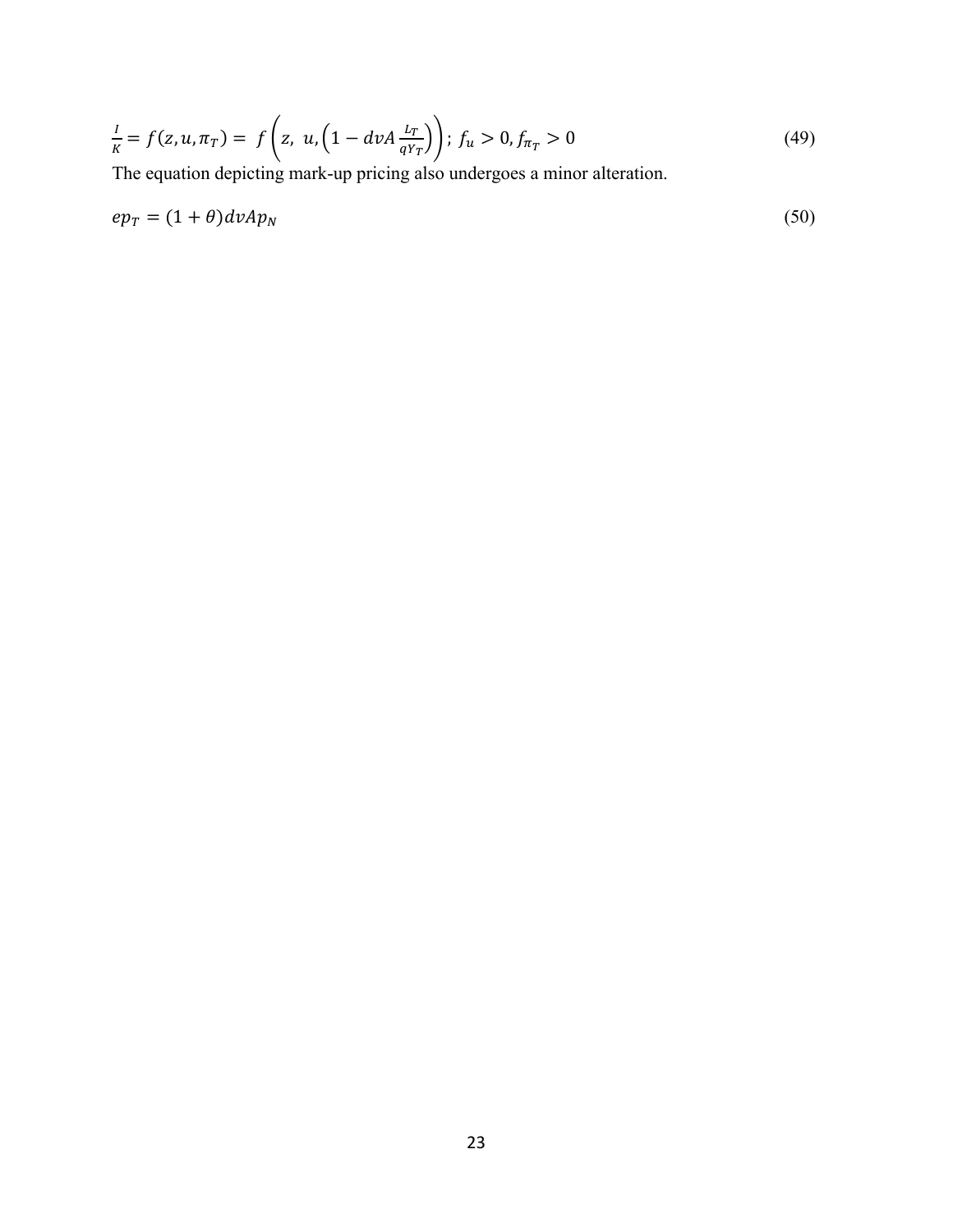$$\frac{I}{K} = f(z, u, \pi_T) = f\left(z,\ u, \left(1 - dvA\frac{L_T}{qY_T}\right)\right);\ f_u > 0, f_{\pi_T} > 0 \tag{49}$$

The equation depicting mark-up pricing also undergoes a minor alteration.

$$ep_T = (1 + \theta)dvAp_N \tag{50}$$